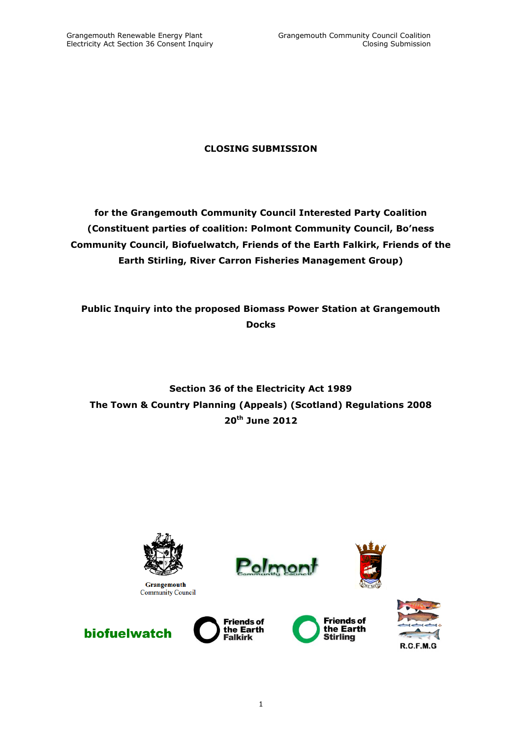# CLOSING SUBMISSION

**for the Grangemouth Community Council Interested Party Coalition (Constituent parties of coalition: Polmont Community Council, Bo'ness Community Council, Biofuelwatch, Friends of the Earth Falkirk, Friends of the Earth Stirling, River Carron Fisheries Management Group)**

**Public Inquiry into the proposed Biomass Power Station at Grangemouth Docks**

**Section 36 of the Electricity Act 1989**
**The Town & Country Planning (Appeals) (Scotland) Regulations 2008**
**20th June 2012**

Grangemouth Community Council

Polmont Community Council

biofuelwatch

Friends of the Earth Falkirk

Friends of the Earth Stirling

R.C.F.M.G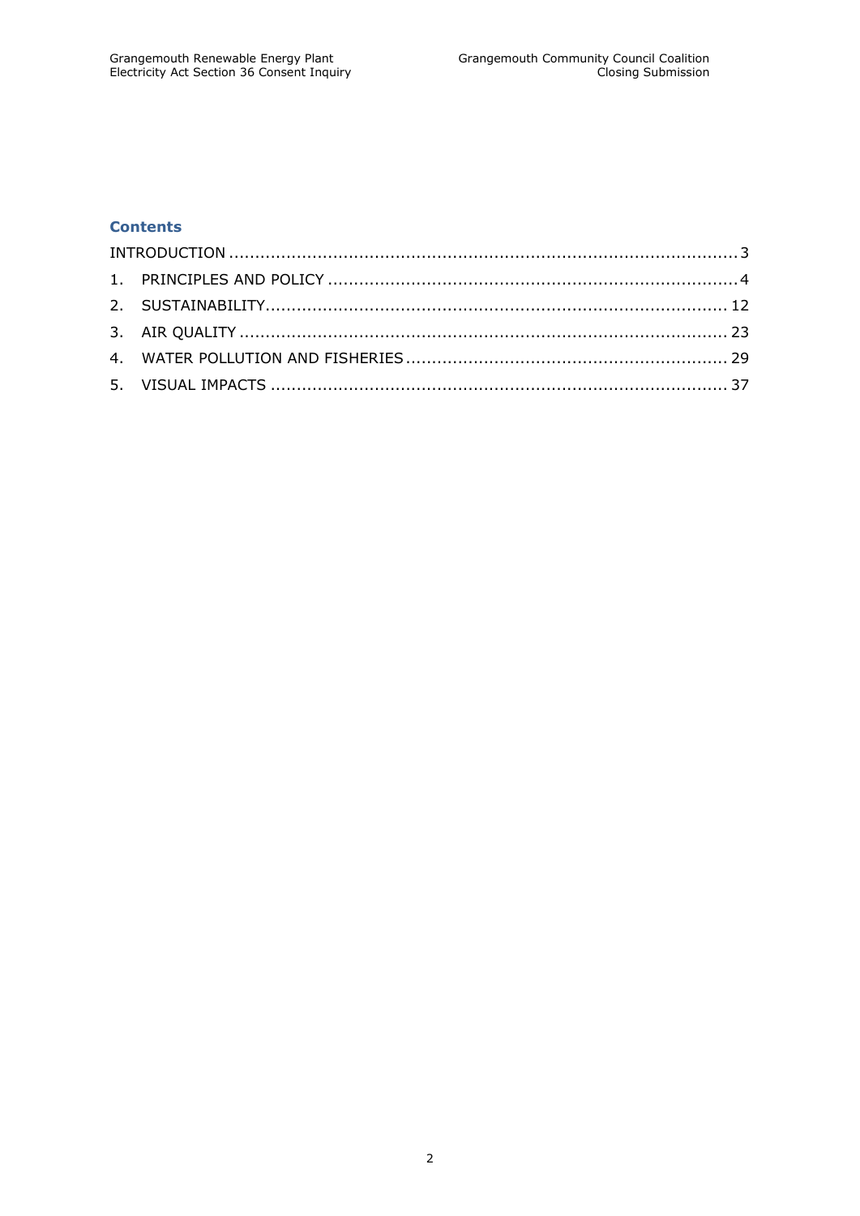## Contents

INTRODUCTION .................................................................................................. 3
1. PRINCIPLES AND POLICY ............................................................................. 4
2. SUSTAINABILITY......................................................................................... 12
3. AIR QUALITY ............................................................................................. 23
4. WATER POLLUTION AND FISHERIES ............................................................ 29
5. VISUAL IMPACTS ........................................................................................ 37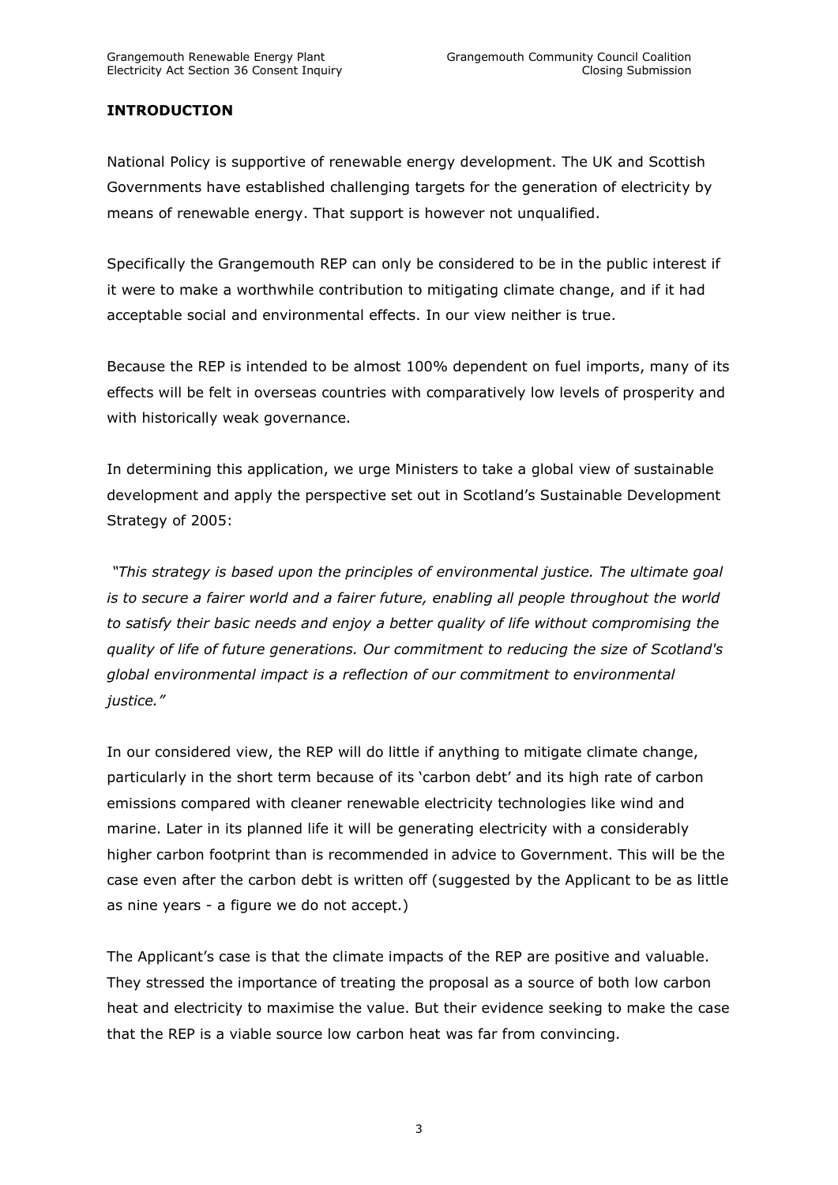## INTRODUCTION

National Policy is supportive of renewable energy development. The UK and Scottish Governments have established challenging targets for the generation of electricity by means of renewable energy. That support is however not unqualified.

Specifically the Grangemouth REP can only be considered to be in the public interest if it were to make a worthwhile contribution to mitigating climate change, and if it had acceptable social and environmental effects. In our view neither is true.

Because the REP is intended to be almost 100% dependent on fuel imports, many of its effects will be felt in overseas countries with comparatively low levels of prosperity and with historically weak governance.

In determining this application, we urge Ministers to take a global view of sustainable development and apply the perspective set out in Scotland's Sustainable Development Strategy of 2005:

*"This strategy is based upon the principles of environmental justice. The ultimate goal is to secure a fairer world and a fairer future, enabling all people throughout the world to satisfy their basic needs and enjoy a better quality of life without compromising the quality of life of future generations. Our commitment to reducing the size of Scotland's global environmental impact is a reflection of our commitment to environmental justice."*

In our considered view, the REP will do little if anything to mitigate climate change, particularly in the short term because of its 'carbon debt' and its high rate of carbon emissions compared with cleaner renewable electricity technologies like wind and marine. Later in its planned life it will be generating electricity with a considerably higher carbon footprint than is recommended in advice to Government. This will be the case even after the carbon debt is written off (suggested by the Applicant to be as little as nine years - a figure we do not accept.)

The Applicant's case is that the climate impacts of the REP are positive and valuable. They stressed the importance of treating the proposal as a source of both low carbon heat and electricity to maximise the value. But their evidence seeking to make the case that the REP is a viable source low carbon heat was far from convincing.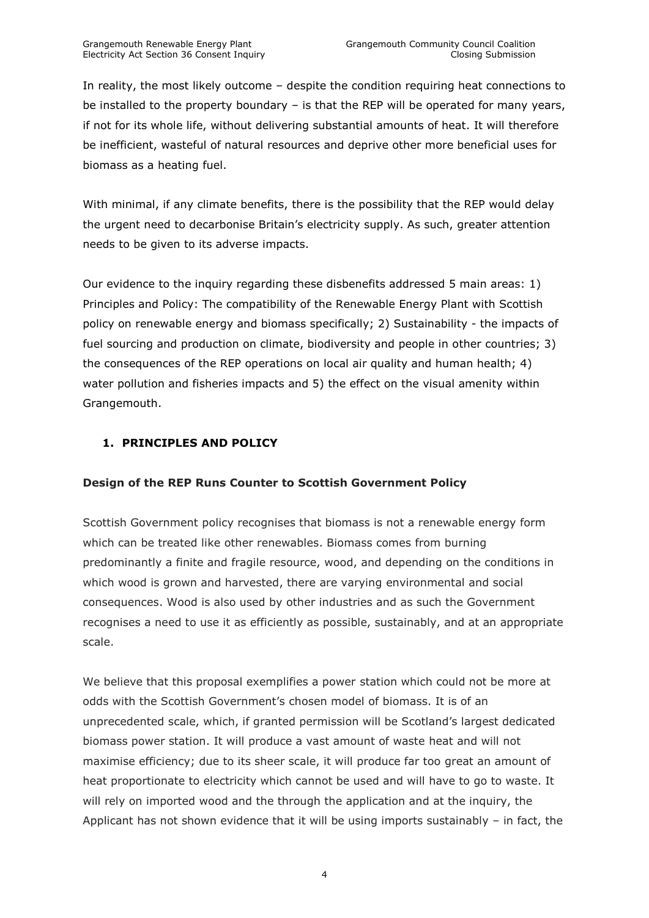In reality, the most likely outcome – despite the condition requiring heat connections to be installed to the property boundary – is that the REP will be operated for many years, if not for its whole life, without delivering substantial amounts of heat. It will therefore be inefficient, wasteful of natural resources and deprive other more beneficial uses for biomass as a heating fuel.

With minimal, if any climate benefits, there is the possibility that the REP would delay the urgent need to decarbonise Britain's electricity supply. As such, greater attention needs to be given to its adverse impacts.

Our evidence to the inquiry regarding these disbenefits addressed 5 main areas: 1) Principles and Policy: The compatibility of the Renewable Energy Plant with Scottish policy on renewable energy and biomass specifically; 2) Sustainability - the impacts of fuel sourcing and production on climate, biodiversity and people in other countries; 3) the consequences of the REP operations on local air quality and human health; 4) water pollution and fisheries impacts and 5) the effect on the visual amenity within Grangemouth.

## 1. PRINCIPLES AND POLICY

### Design of the REP Runs Counter to Scottish Government Policy

Scottish Government policy recognises that biomass is not a renewable energy form which can be treated like other renewables. Biomass comes from burning predominantly a finite and fragile resource, wood, and depending on the conditions in which wood is grown and harvested, there are varying environmental and social consequences. Wood is also used by other industries and as such the Government recognises a need to use it as efficiently as possible, sustainably, and at an appropriate scale.

We believe that this proposal exemplifies a power station which could not be more at odds with the Scottish Government's chosen model of biomass. It is of an unprecedented scale, which, if granted permission will be Scotland's largest dedicated biomass power station. It will produce a vast amount of waste heat and will not maximise efficiency; due to its sheer scale, it will produce far too great an amount of heat proportionate to electricity which cannot be used and will have to go to waste. It will rely on imported wood and the through the application and at the inquiry, the Applicant has not shown evidence that it will be using imports sustainably – in fact, the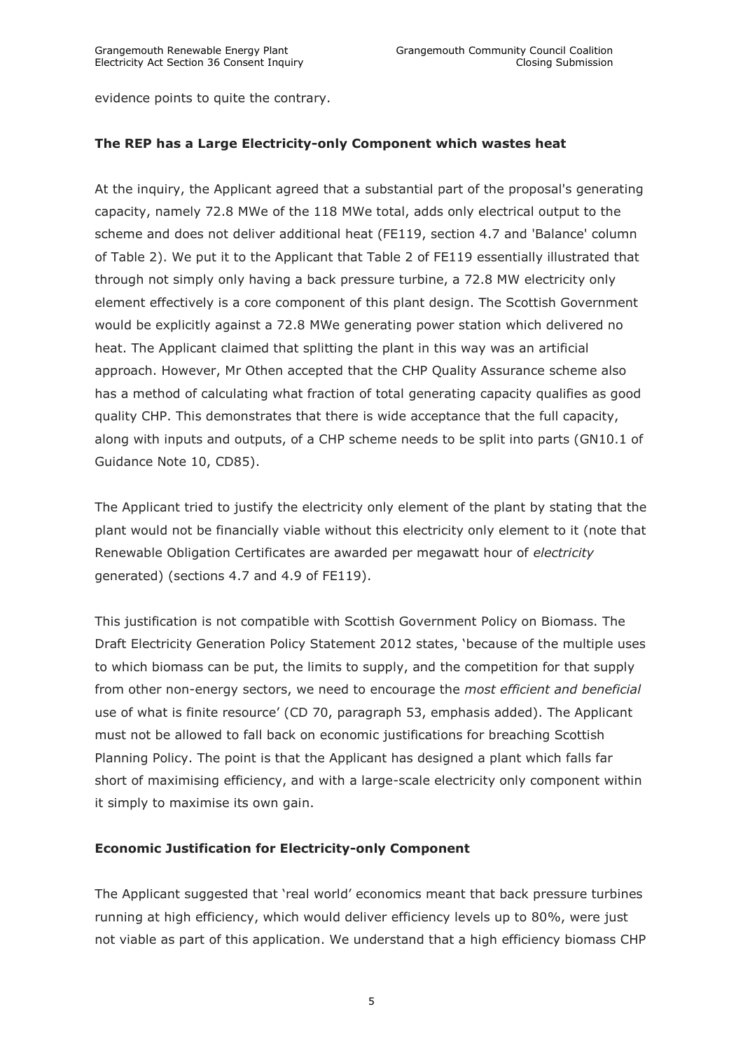evidence points to quite the contrary.

**The REP has a Large Electricity-only Component which wastes heat**

At the inquiry, the Applicant agreed that a substantial part of the proposal's generating capacity, namely 72.8 MWe of the 118 MWe total, adds only electrical output to the scheme and does not deliver additional heat (FE119, section 4.7 and 'Balance' column of Table 2). We put it to the Applicant that Table 2 of FE119 essentially illustrated that through not simply only having a back pressure turbine, a 72.8 MW electricity only element effectively is a core component of this plant design. The Scottish Government would be explicitly against a 72.8 MWe generating power station which delivered no heat. The Applicant claimed that splitting the plant in this way was an artificial approach. However, Mr Othen accepted that the CHP Quality Assurance scheme also has a method of calculating what fraction of total generating capacity qualifies as good quality CHP. This demonstrates that there is wide acceptance that the full capacity, along with inputs and outputs, of a CHP scheme needs to be split into parts (GN10.1 of Guidance Note 10, CD85).

The Applicant tried to justify the electricity only element of the plant by stating that the plant would not be financially viable without this electricity only element to it (note that Renewable Obligation Certificates are awarded per megawatt hour of *electricity* generated) (sections 4.7 and 4.9 of FE119).

This justification is not compatible with Scottish Government Policy on Biomass. The Draft Electricity Generation Policy Statement 2012 states, 'because of the multiple uses to which biomass can be put, the limits to supply, and the competition for that supply from other non-energy sectors, we need to encourage the *most efficient and beneficial* use of what is finite resource' (CD 70, paragraph 53, emphasis added). The Applicant must not be allowed to fall back on economic justifications for breaching Scottish Planning Policy. The point is that the Applicant has designed a plant which falls far short of maximising efficiency, and with a large-scale electricity only component within it simply to maximise its own gain.

**Economic Justification for Electricity-only Component**

The Applicant suggested that 'real world' economics meant that back pressure turbines running at high efficiency, which would deliver efficiency levels up to 80%, were just not viable as part of this application. We understand that a high efficiency biomass CHP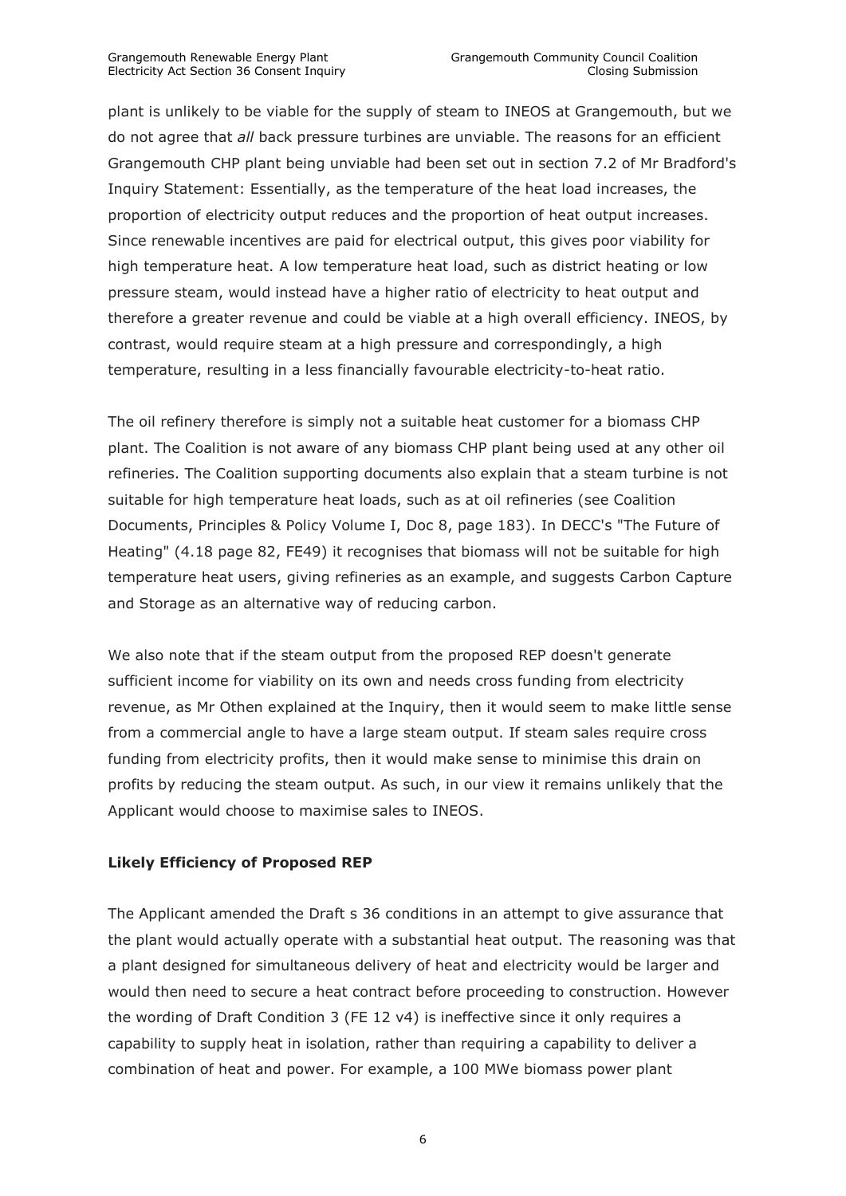plant is unlikely to be viable for the supply of steam to INEOS at Grangemouth, but we do not agree that *all* back pressure turbines are unviable. The reasons for an efficient Grangemouth CHP plant being unviable had been set out in section 7.2 of Mr Bradford's Inquiry Statement: Essentially, as the temperature of the heat load increases, the proportion of electricity output reduces and the proportion of heat output increases. Since renewable incentives are paid for electrical output, this gives poor viability for high temperature heat. A low temperature heat load, such as district heating or low pressure steam, would instead have a higher ratio of electricity to heat output and therefore a greater revenue and could be viable at a high overall efficiency. INEOS, by contrast, would require steam at a high pressure and correspondingly, a high temperature, resulting in a less financially favourable electricity-to-heat ratio.

The oil refinery therefore is simply not a suitable heat customer for a biomass CHP plant. The Coalition is not aware of any biomass CHP plant being used at any other oil refineries. The Coalition supporting documents also explain that a steam turbine is not suitable for high temperature heat loads, such as at oil refineries (see Coalition Documents, Principles & Policy Volume I, Doc 8, page 183). In DECC's "The Future of Heating" (4.18 page 82, FE49) it recognises that biomass will not be suitable for high temperature heat users, giving refineries as an example, and suggests Carbon Capture and Storage as an alternative way of reducing carbon.

We also note that if the steam output from the proposed REP doesn't generate sufficient income for viability on its own and needs cross funding from electricity revenue, as Mr Othen explained at the Inquiry, then it would seem to make little sense from a commercial angle to have a large steam output. If steam sales require cross funding from electricity profits, then it would make sense to minimise this drain on profits by reducing the steam output. As such, in our view it remains unlikely that the Applicant would choose to maximise sales to INEOS.

**Likely Efficiency of Proposed REP**

The Applicant amended the Draft s 36 conditions in an attempt to give assurance that the plant would actually operate with a substantial heat output. The reasoning was that a plant designed for simultaneous delivery of heat and electricity would be larger and would then need to secure a heat contract before proceeding to construction. However the wording of Draft Condition 3 (FE 12 v4) is ineffective since it only requires a capability to supply heat in isolation, rather than requiring a capability to deliver a combination of heat and power. For example, a 100 MWe biomass power plant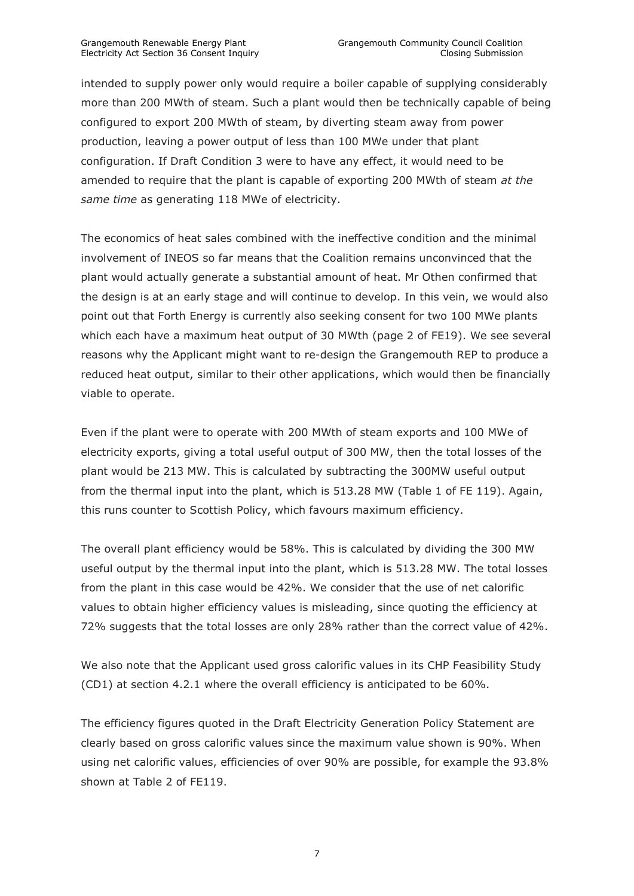intended to supply power only would require a boiler capable of supplying considerably more than 200 MWth of steam. Such a plant would then be technically capable of being configured to export 200 MWth of steam, by diverting steam away from power production, leaving a power output of less than 100 MWe under that plant configuration. If Draft Condition 3 were to have any effect, it would need to be amended to require that the plant is capable of exporting 200 MWth of steam *at the same time* as generating 118 MWe of electricity.

The economics of heat sales combined with the ineffective condition and the minimal involvement of INEOS so far means that the Coalition remains unconvinced that the plant would actually generate a substantial amount of heat. Mr Othen confirmed that the design is at an early stage and will continue to develop. In this vein, we would also point out that Forth Energy is currently also seeking consent for two 100 MWe plants which each have a maximum heat output of 30 MWth (page 2 of FE19). We see several reasons why the Applicant might want to re-design the Grangemouth REP to produce a reduced heat output, similar to their other applications, which would then be financially viable to operate.

Even if the plant were to operate with 200 MWth of steam exports and 100 MWe of electricity exports, giving a total useful output of 300 MW, then the total losses of the plant would be 213 MW. This is calculated by subtracting the 300MW useful output from the thermal input into the plant, which is 513.28 MW (Table 1 of FE 119). Again, this runs counter to Scottish Policy, which favours maximum efficiency.

The overall plant efficiency would be 58%. This is calculated by dividing the 300 MW useful output by the thermal input into the plant, which is 513.28 MW. The total losses from the plant in this case would be 42%. We consider that the use of net calorific values to obtain higher efficiency values is misleading, since quoting the efficiency at 72% suggests that the total losses are only 28% rather than the correct value of 42%.

We also note that the Applicant used gross calorific values in its CHP Feasibility Study (CD1) at section 4.2.1 where the overall efficiency is anticipated to be 60%.

The efficiency figures quoted in the Draft Electricity Generation Policy Statement are clearly based on gross calorific values since the maximum value shown is 90%. When using net calorific values, efficiencies of over 90% are possible, for example the 93.8% shown at Table 2 of FE119.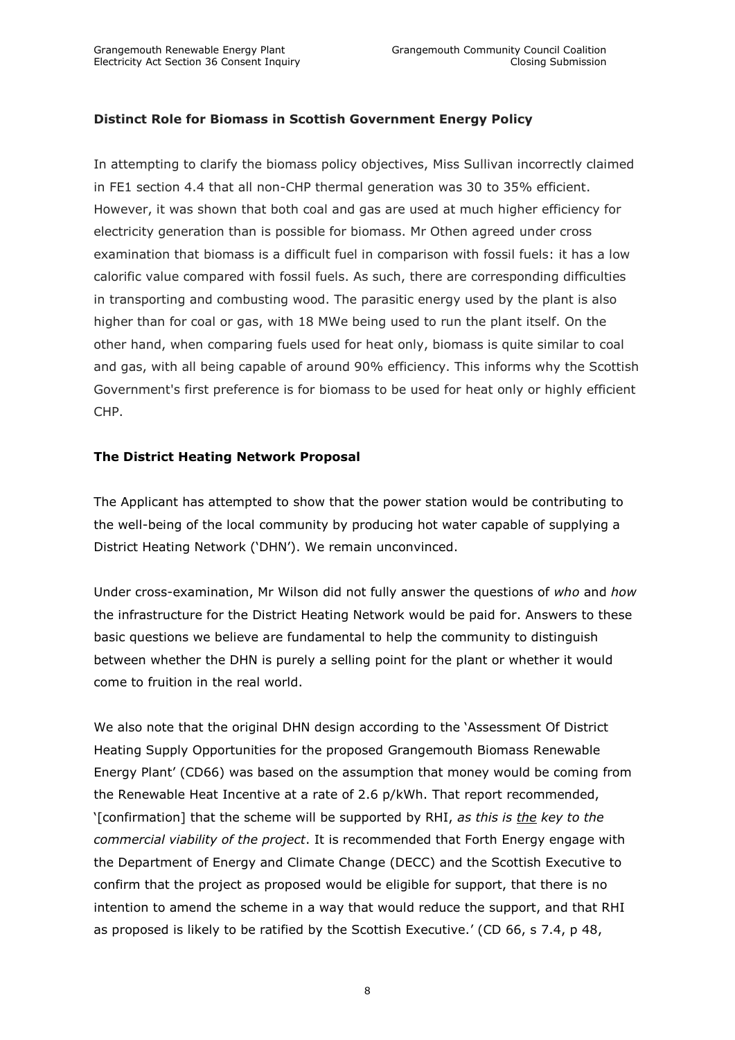### Distinct Role for Biomass in Scottish Government Energy Policy

In attempting to clarify the biomass policy objectives, Miss Sullivan incorrectly claimed in FE1 section 4.4 that all non-CHP thermal generation was 30 to 35% efficient. However, it was shown that both coal and gas are used at much higher efficiency for electricity generation than is possible for biomass. Mr Othen agreed under cross examination that biomass is a difficult fuel in comparison with fossil fuels: it has a low calorific value compared with fossil fuels. As such, there are corresponding difficulties in transporting and combusting wood. The parasitic energy used by the plant is also higher than for coal or gas, with 18 MWe being used to run the plant itself. On the other hand, when comparing fuels used for heat only, biomass is quite similar to coal and gas, with all being capable of around 90% efficiency. This informs why the Scottish Government's first preference is for biomass to be used for heat only or highly efficient CHP.

### The District Heating Network Proposal

The Applicant has attempted to show that the power station would be contributing to the well-being of the local community by producing hot water capable of supplying a District Heating Network ('DHN'). We remain unconvinced.

Under cross-examination, Mr Wilson did not fully answer the questions of *who* and *how* the infrastructure for the District Heating Network would be paid for. Answers to these basic questions we believe are fundamental to help the community to distinguish between whether the DHN is purely a selling point for the plant or whether it would come to fruition in the real world.

We also note that the original DHN design according to the 'Assessment Of District Heating Supply Opportunities for the proposed Grangemouth Biomass Renewable Energy Plant' (CD66) was based on the assumption that money would be coming from the Renewable Heat Incentive at a rate of 2.6 p/kWh. That report recommended, '[confirmation] that the scheme will be supported by RHI, *as this is the key to the commercial viability of the project*. It is recommended that Forth Energy engage with the Department of Energy and Climate Change (DECC) and the Scottish Executive to confirm that the project as proposed would be eligible for support, that there is no intention to amend the scheme in a way that would reduce the support, and that RHI as proposed is likely to be ratified by the Scottish Executive.' (CD 66, s 7.4, p 48,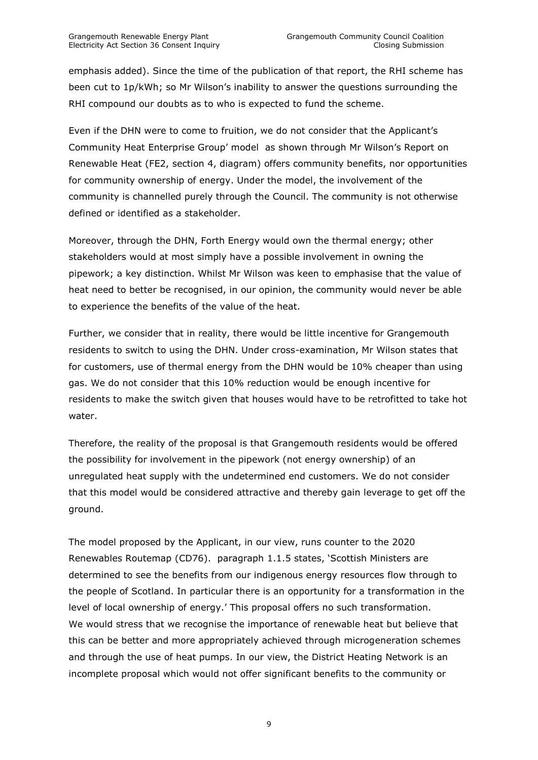emphasis added). Since the time of the publication of that report, the RHI scheme has been cut to 1p/kWh; so Mr Wilson's inability to answer the questions surrounding the RHI compound our doubts as to who is expected to fund the scheme.

Even if the DHN were to come to fruition, we do not consider that the Applicant's Community Heat Enterprise Group' model as shown through Mr Wilson's Report on Renewable Heat (FE2, section 4, diagram) offers community benefits, nor opportunities for community ownership of energy. Under the model, the involvement of the community is channelled purely through the Council. The community is not otherwise defined or identified as a stakeholder.

Moreover, through the DHN, Forth Energy would own the thermal energy; other stakeholders would at most simply have a possible involvement in owning the pipework; a key distinction. Whilst Mr Wilson was keen to emphasise that the value of heat need to better be recognised, in our opinion, the community would never be able to experience the benefits of the value of the heat.

Further, we consider that in reality, there would be little incentive for Grangemouth residents to switch to using the DHN. Under cross-examination, Mr Wilson states that for customers, use of thermal energy from the DHN would be 10% cheaper than using gas. We do not consider that this 10% reduction would be enough incentive for residents to make the switch given that houses would have to be retrofitted to take hot water.

Therefore, the reality of the proposal is that Grangemouth residents would be offered the possibility for involvement in the pipework (not energy ownership) of an unregulated heat supply with the undetermined end customers. We do not consider that this model would be considered attractive and thereby gain leverage to get off the ground.

The model proposed by the Applicant, in our view, runs counter to the 2020 Renewables Routemap (CD76). paragraph 1.1.5 states, 'Scottish Ministers are determined to see the benefits from our indigenous energy resources flow through to the people of Scotland. In particular there is an opportunity for a transformation in the level of local ownership of energy.' This proposal offers no such transformation. We would stress that we recognise the importance of renewable heat but believe that this can be better and more appropriately achieved through microgeneration schemes and through the use of heat pumps. In our view, the District Heating Network is an incomplete proposal which would not offer significant benefits to the community or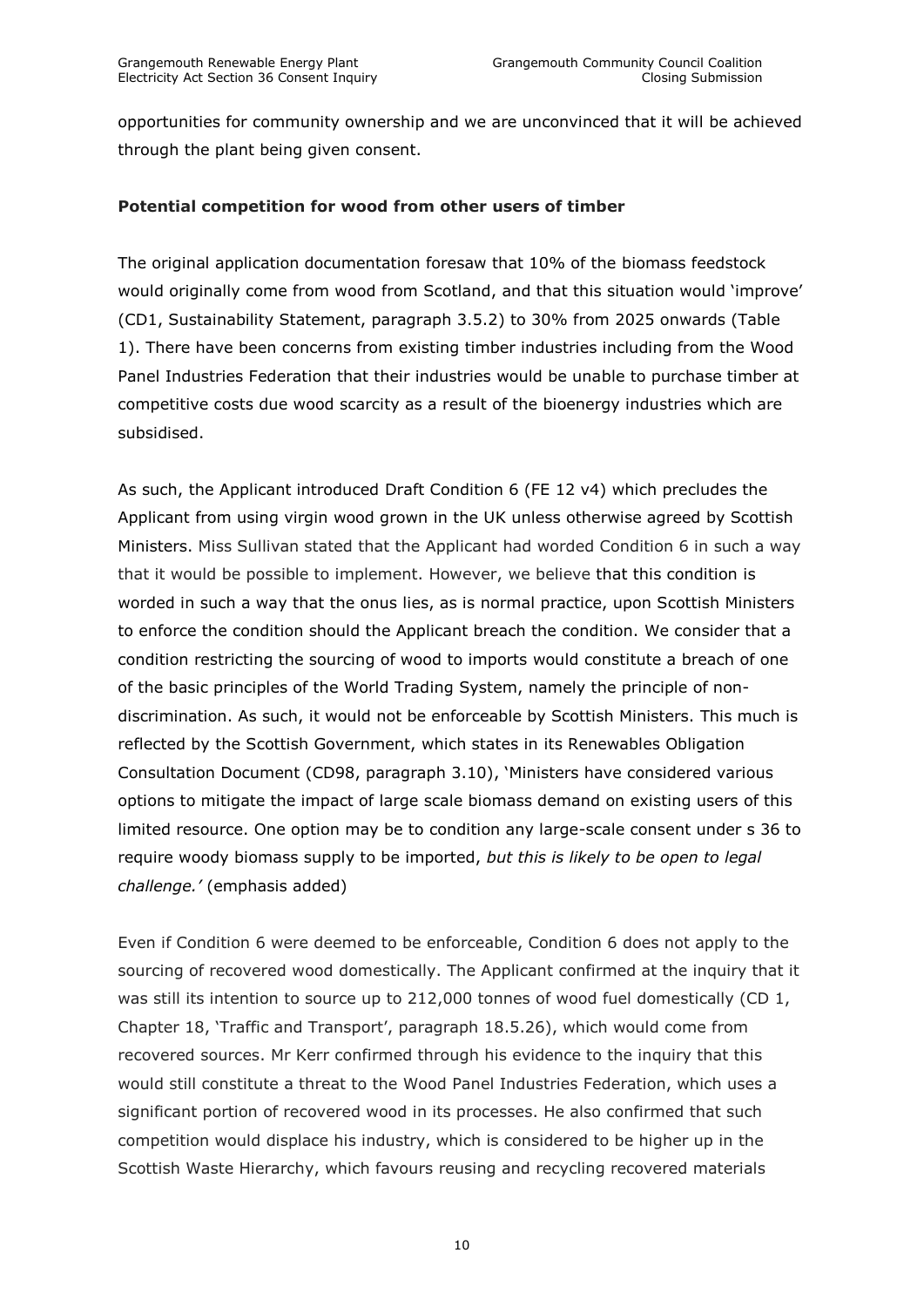opportunities for community ownership and we are unconvinced that it will be achieved through the plant being given consent.

**Potential competition for wood from other users of timber**

The original application documentation foresaw that 10% of the biomass feedstock would originally come from wood from Scotland, and that this situation would 'improve' (CD1, Sustainability Statement, paragraph 3.5.2) to 30% from 2025 onwards (Table 1). There have been concerns from existing timber industries including from the Wood Panel Industries Federation that their industries would be unable to purchase timber at competitive costs due wood scarcity as a result of the bioenergy industries which are subsidised.

As such, the Applicant introduced Draft Condition 6 (FE 12 v4) which precludes the Applicant from using virgin wood grown in the UK unless otherwise agreed by Scottish Ministers. Miss Sullivan stated that the Applicant had worded Condition 6 in such a way that it would be possible to implement. However, we believe that this condition is worded in such a way that the onus lies, as is normal practice, upon Scottish Ministers to enforce the condition should the Applicant breach the condition. We consider that a condition restricting the sourcing of wood to imports would constitute a breach of one of the basic principles of the World Trading System, namely the principle of non-discrimination. As such, it would not be enforceable by Scottish Ministers. This much is reflected by the Scottish Government, which states in its Renewables Obligation Consultation Document (CD98, paragraph 3.10), 'Ministers have considered various options to mitigate the impact of large scale biomass demand on existing users of this limited resource. One option may be to condition any large-scale consent under s 36 to require woody biomass supply to be imported, *but this is likely to be open to legal challenge.'* (emphasis added)

Even if Condition 6 were deemed to be enforceable, Condition 6 does not apply to the sourcing of recovered wood domestically. The Applicant confirmed at the inquiry that it was still its intention to source up to 212,000 tonnes of wood fuel domestically (CD 1, Chapter 18, 'Traffic and Transport', paragraph 18.5.26), which would come from recovered sources. Mr Kerr confirmed through his evidence to the inquiry that this would still constitute a threat to the Wood Panel Industries Federation, which uses a significant portion of recovered wood in its processes. He also confirmed that such competition would displace his industry, which is considered to be higher up in the Scottish Waste Hierarchy, which favours reusing and recycling recovered materials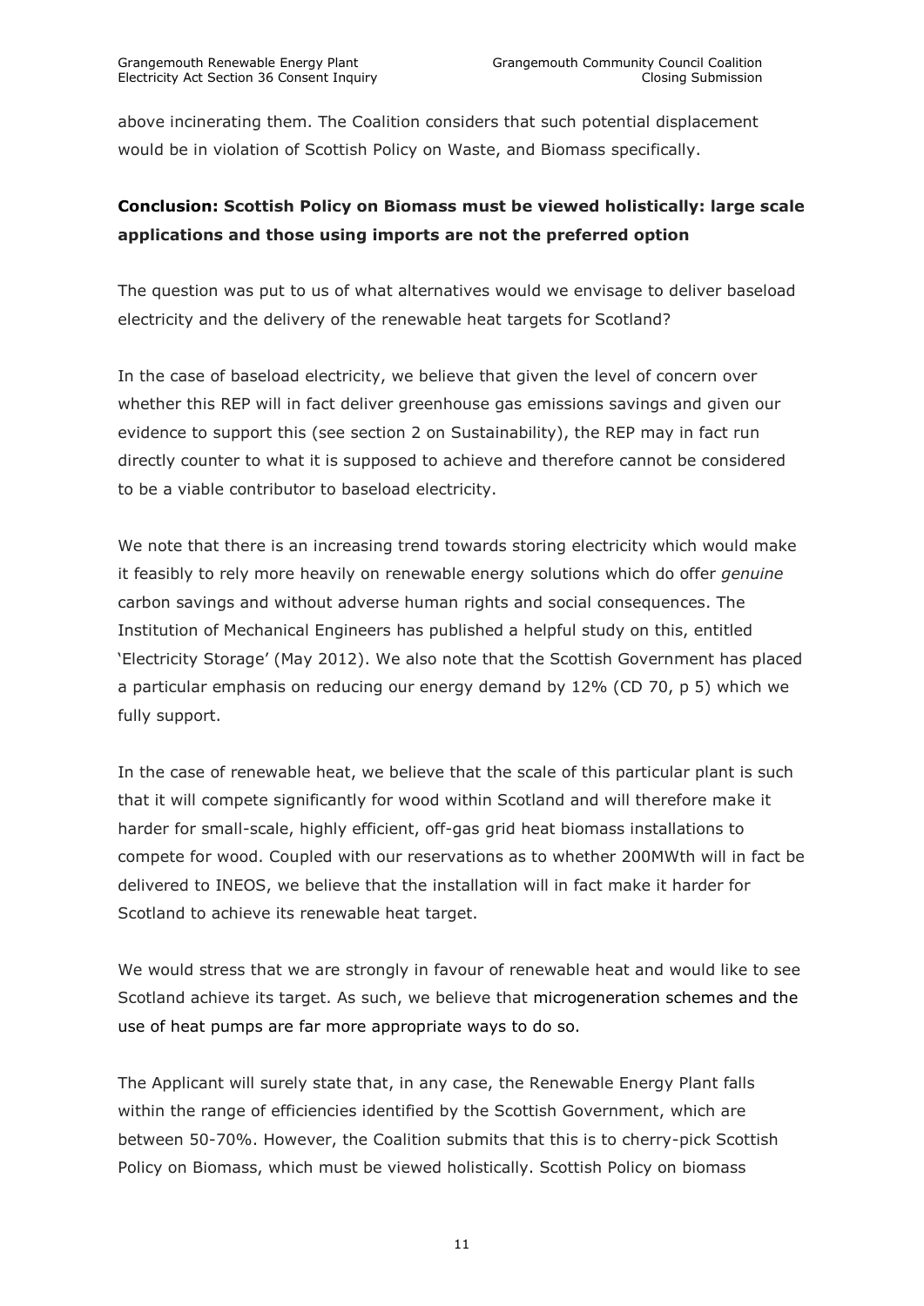above incinerating them. The Coalition considers that such potential displacement would be in violation of Scottish Policy on Waste, and Biomass specifically.

**Conclusion: Scottish Policy on Biomass must be viewed holistically: large scale applications and those using imports are not the preferred option**

The question was put to us of what alternatives would we envisage to deliver baseload electricity and the delivery of the renewable heat targets for Scotland?

In the case of baseload electricity, we believe that given the level of concern over whether this REP will in fact deliver greenhouse gas emissions savings and given our evidence to support this (see section 2 on Sustainability), the REP may in fact run directly counter to what it is supposed to achieve and therefore cannot be considered to be a viable contributor to baseload electricity.

We note that there is an increasing trend towards storing electricity which would make it feasibly to rely more heavily on renewable energy solutions which do offer *genuine* carbon savings and without adverse human rights and social consequences. The Institution of Mechanical Engineers has published a helpful study on this, entitled 'Electricity Storage' (May 2012). We also note that the Scottish Government has placed a particular emphasis on reducing our energy demand by 12% (CD 70, p 5) which we fully support.

In the case of renewable heat, we believe that the scale of this particular plant is such that it will compete significantly for wood within Scotland and will therefore make it harder for small-scale, highly efficient, off-gas grid heat biomass installations to compete for wood. Coupled with our reservations as to whether 200MWth will in fact be delivered to INEOS, we believe that the installation will in fact make it harder for Scotland to achieve its renewable heat target.

We would stress that we are strongly in favour of renewable heat and would like to see Scotland achieve its target. As such, we believe that microgeneration schemes and the use of heat pumps are far more appropriate ways to do so.

The Applicant will surely state that, in any case, the Renewable Energy Plant falls within the range of efficiencies identified by the Scottish Government, which are between 50-70%. However, the Coalition submits that this is to cherry-pick Scottish Policy on Biomass, which must be viewed holistically. Scottish Policy on biomass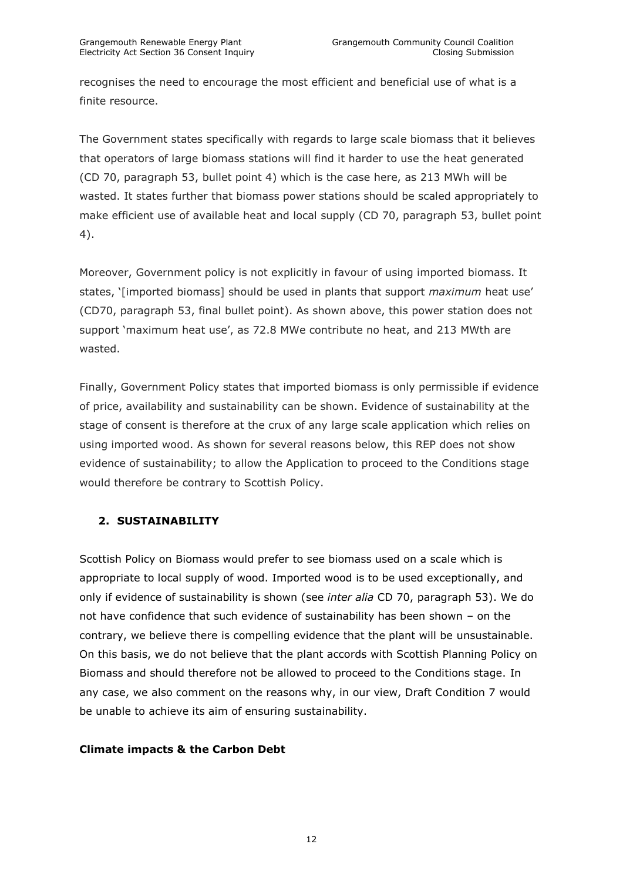recognises the need to encourage the most efficient and beneficial use of what is a finite resource.

The Government states specifically with regards to large scale biomass that it believes that operators of large biomass stations will find it harder to use the heat generated (CD 70, paragraph 53, bullet point 4) which is the case here, as 213 MWh will be wasted. It states further that biomass power stations should be scaled appropriately to make efficient use of available heat and local supply (CD 70, paragraph 53, bullet point 4).

Moreover, Government policy is not explicitly in favour of using imported biomass. It states, '[imported biomass] should be used in plants that support *maximum* heat use' (CD70, paragraph 53, final bullet point). As shown above, this power station does not support 'maximum heat use', as 72.8 MWe contribute no heat, and 213 MWth are wasted.

Finally, Government Policy states that imported biomass is only permissible if evidence of price, availability and sustainability can be shown. Evidence of sustainability at the stage of consent is therefore at the crux of any large scale application which relies on using imported wood. As shown for several reasons below, this REP does not show evidence of sustainability; to allow the Application to proceed to the Conditions stage would therefore be contrary to Scottish Policy.

## 2. SUSTAINABILITY

Scottish Policy on Biomass would prefer to see biomass used on a scale which is appropriate to local supply of wood. Imported wood is to be used exceptionally, and only if evidence of sustainability is shown (see *inter alia* CD 70, paragraph 53). We do not have confidence that such evidence of sustainability has been shown – on the contrary, we believe there is compelling evidence that the plant will be unsustainable. On this basis, we do not believe that the plant accords with Scottish Planning Policy on Biomass and should therefore not be allowed to proceed to the Conditions stage. In any case, we also comment on the reasons why, in our view, Draft Condition 7 would be unable to achieve its aim of ensuring sustainability.

### Climate impacts & the Carbon Debt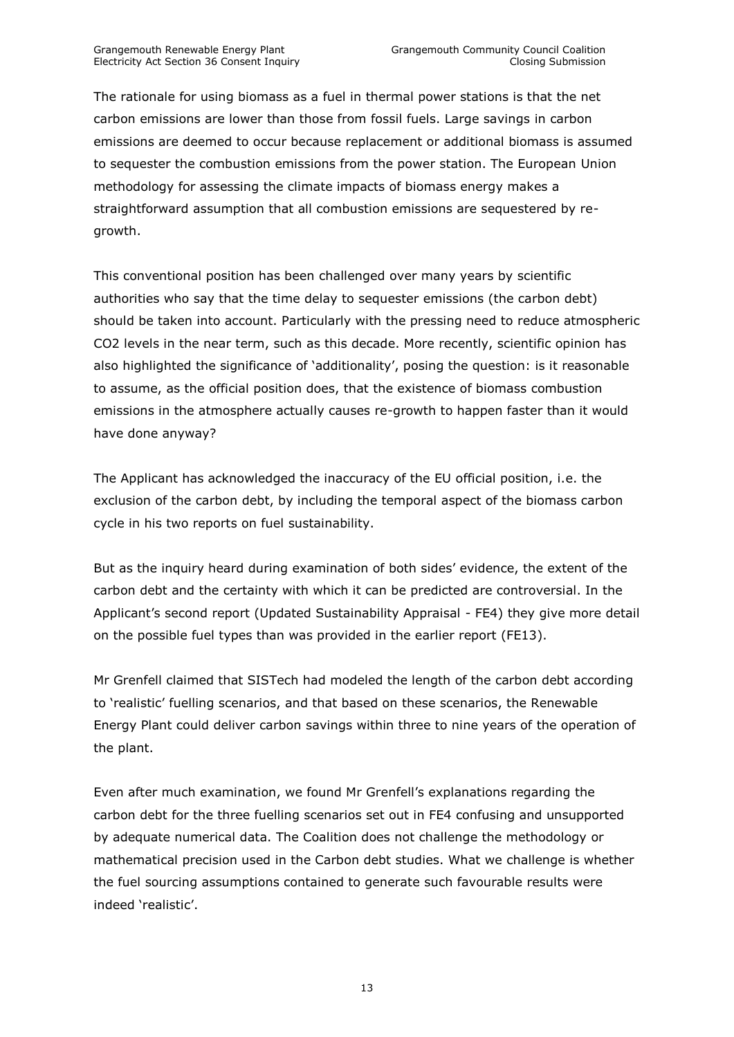The rationale for using biomass as a fuel in thermal power stations is that the net carbon emissions are lower than those from fossil fuels. Large savings in carbon emissions are deemed to occur because replacement or additional biomass is assumed to sequester the combustion emissions from the power station. The European Union methodology for assessing the climate impacts of biomass energy makes a straightforward assumption that all combustion emissions are sequestered by re-growth.

This conventional position has been challenged over many years by scientific authorities who say that the time delay to sequester emissions (the carbon debt) should be taken into account. Particularly with the pressing need to reduce atmospheric $CO_2$ levels in the near term, such as this decade. More recently, scientific opinion has also highlighted the significance of 'additionality', posing the question: is it reasonable to assume, as the official position does, that the existence of biomass combustion emissions in the atmosphere actually causes re-growth to happen faster than it would have done anyway?

The Applicant has acknowledged the inaccuracy of the EU official position, i.e. the exclusion of the carbon debt, by including the temporal aspect of the biomass carbon cycle in his two reports on fuel sustainability.

But as the inquiry heard during examination of both sides' evidence, the extent of the carbon debt and the certainty with which it can be predicted are controversial. In the Applicant's second report (Updated Sustainability Appraisal - FE4) they give more detail on the possible fuel types than was provided in the earlier report (FE13).

Mr Grenfell claimed that SISTech had modeled the length of the carbon debt according to 'realistic' fuelling scenarios, and that based on these scenarios, the Renewable Energy Plant could deliver carbon savings within three to nine years of the operation of the plant.

Even after much examination, we found Mr Grenfell's explanations regarding the carbon debt for the three fuelling scenarios set out in FE4 confusing and unsupported by adequate numerical data. The Coalition does not challenge the methodology or mathematical precision used in the Carbon debt studies. What we challenge is whether the fuel sourcing assumptions contained to generate such favourable results were indeed 'realistic'.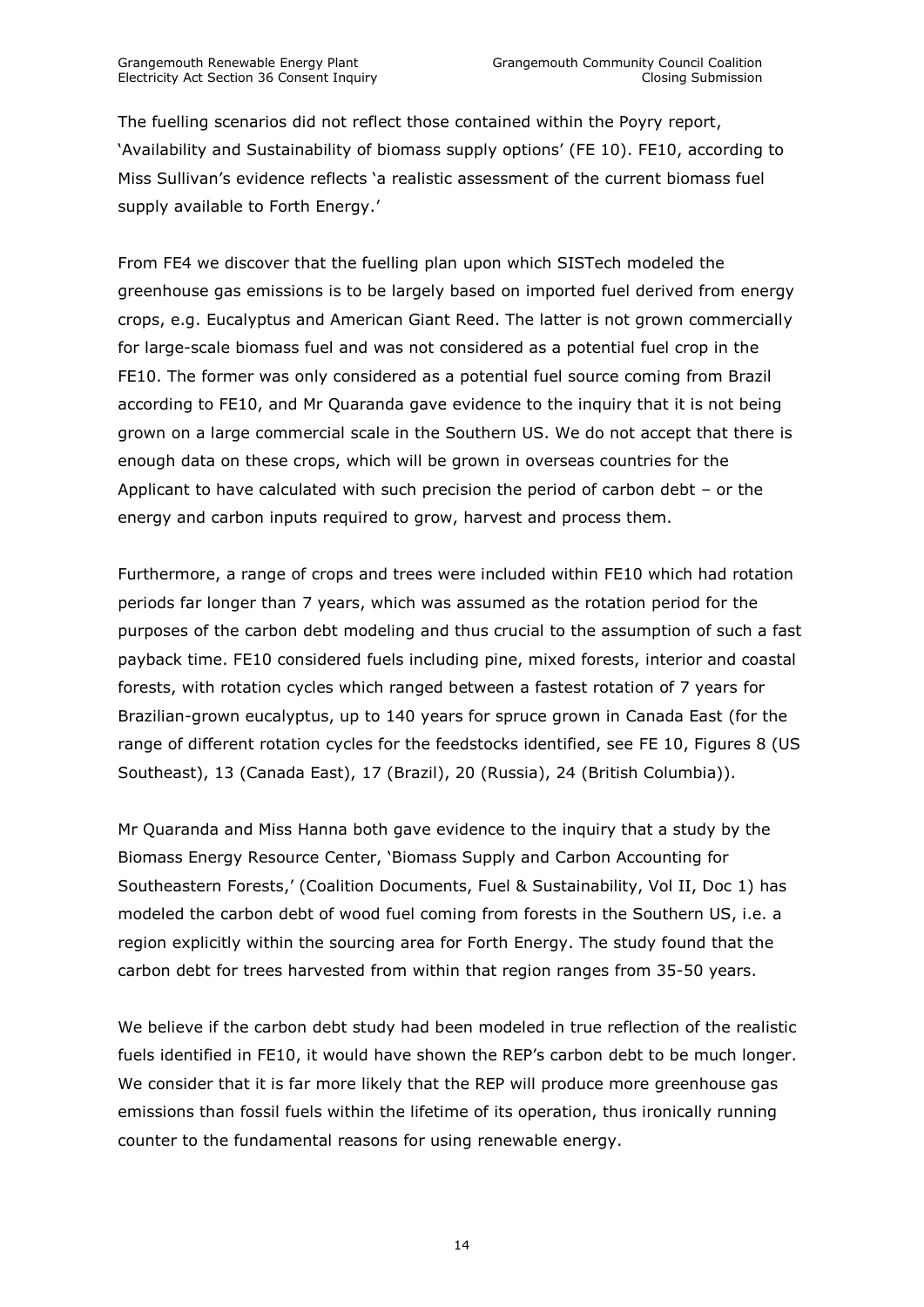The fuelling scenarios did not reflect those contained within the Poyry report, 'Availability and Sustainability of biomass supply options' (FE 10). FE10, according to Miss Sullivan's evidence reflects 'a realistic assessment of the current biomass fuel supply available to Forth Energy.'

From FE4 we discover that the fuelling plan upon which SISTech modeled the greenhouse gas emissions is to be largely based on imported fuel derived from energy crops, e.g. Eucalyptus and American Giant Reed. The latter is not grown commercially for large-scale biomass fuel and was not considered as a potential fuel crop in the FE10. The former was only considered as a potential fuel source coming from Brazil according to FE10, and Mr Quaranda gave evidence to the inquiry that it is not being grown on a large commercial scale in the Southern US. We do not accept that there is enough data on these crops, which will be grown in overseas countries for the Applicant to have calculated with such precision the period of carbon debt – or the energy and carbon inputs required to grow, harvest and process them.

Furthermore, a range of crops and trees were included within FE10 which had rotation periods far longer than 7 years, which was assumed as the rotation period for the purposes of the carbon debt modeling and thus crucial to the assumption of such a fast payback time. FE10 considered fuels including pine, mixed forests, interior and coastal forests, with rotation cycles which ranged between a fastest rotation of 7 years for Brazilian-grown eucalyptus, up to 140 years for spruce grown in Canada East (for the range of different rotation cycles for the feedstocks identified, see FE 10, Figures 8 (US Southeast), 13 (Canada East), 17 (Brazil), 20 (Russia), 24 (British Columbia)).

Mr Quaranda and Miss Hanna both gave evidence to the inquiry that a study by the Biomass Energy Resource Center, 'Biomass Supply and Carbon Accounting for Southeastern Forests,' (Coalition Documents, Fuel & Sustainability, Vol II, Doc 1) has modeled the carbon debt of wood fuel coming from forests in the Southern US, i.e. a region explicitly within the sourcing area for Forth Energy. The study found that the carbon debt for trees harvested from within that region ranges from 35-50 years.

We believe if the carbon debt study had been modeled in true reflection of the realistic fuels identified in FE10, it would have shown the REP's carbon debt to be much longer. We consider that it is far more likely that the REP will produce more greenhouse gas emissions than fossil fuels within the lifetime of its operation, thus ironically running counter to the fundamental reasons for using renewable energy.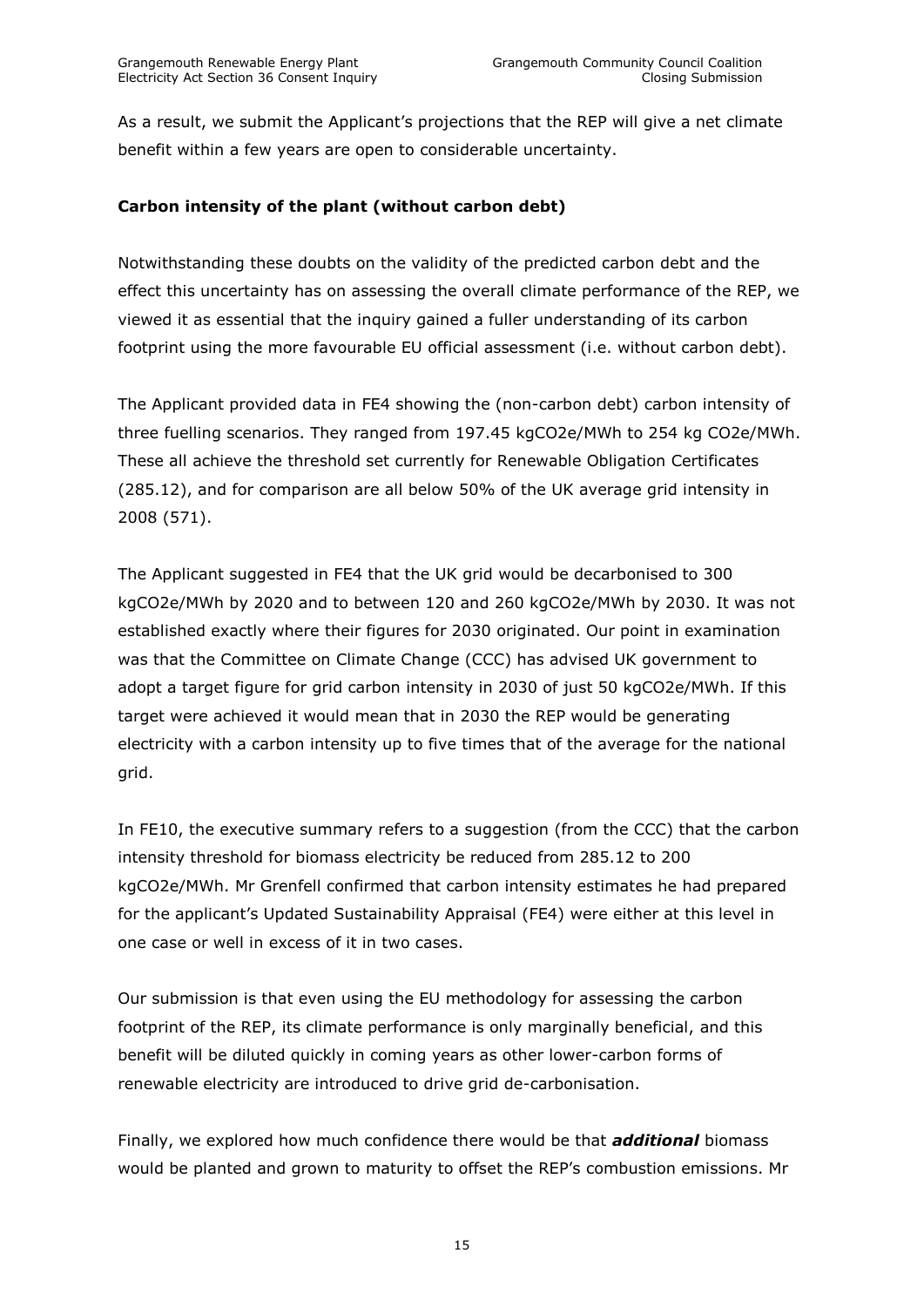As a result, we submit the Applicant's projections that the REP will give a net climate benefit within a few years are open to considerable uncertainty.

**Carbon intensity of the plant (without carbon debt)**

Notwithstanding these doubts on the validity of the predicted carbon debt and the effect this uncertainty has on assessing the overall climate performance of the REP, we viewed it as essential that the inquiry gained a fuller understanding of its carbon footprint using the more favourable EU official assessment (i.e. without carbon debt).

The Applicant provided data in FE4 showing the (non-carbon debt) carbon intensity of three fuelling scenarios. They ranged from 197.45 kgCO2e/MWh to 254 kg CO2e/MWh. These all achieve the threshold set currently for Renewable Obligation Certificates (285.12), and for comparison are all below 50% of the UK average grid intensity in 2008 (571).

The Applicant suggested in FE4 that the UK grid would be decarbonised to 300 kgCO2e/MWh by 2020 and to between 120 and 260 kgCO2e/MWh by 2030. It was not established exactly where their figures for 2030 originated. Our point in examination was that the Committee on Climate Change (CCC) has advised UK government to adopt a target figure for grid carbon intensity in 2030 of just 50 kgCO2e/MWh. If this target were achieved it would mean that in 2030 the REP would be generating electricity with a carbon intensity up to five times that of the average for the national grid.

In FE10, the executive summary refers to a suggestion (from the CCC) that the carbon intensity threshold for biomass electricity be reduced from 285.12 to 200 kgCO2e/MWh. Mr Grenfell confirmed that carbon intensity estimates he had prepared for the applicant's Updated Sustainability Appraisal (FE4) were either at this level in one case or well in excess of it in two cases.

Our submission is that even using the EU methodology for assessing the carbon footprint of the REP, its climate performance is only marginally beneficial, and this benefit will be diluted quickly in coming years as other lower-carbon forms of renewable electricity are introduced to drive grid de-carbonisation.

Finally, we explored how much confidence there would be that ***additional*** biomass would be planted and grown to maturity to offset the REP's combustion emissions. Mr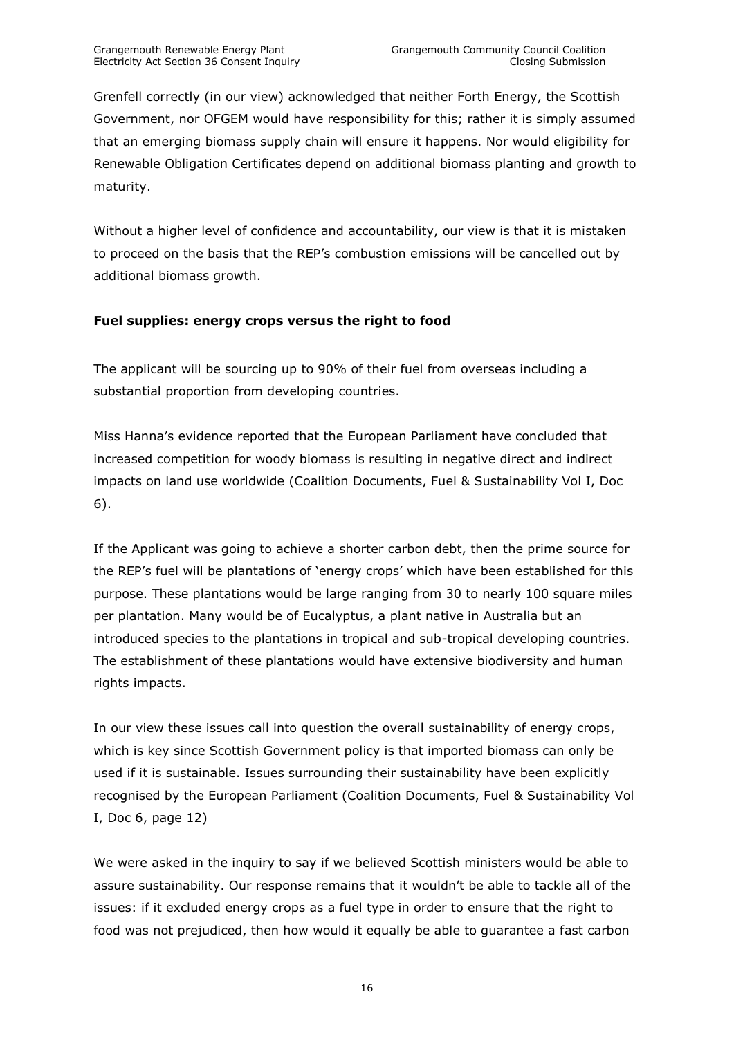Grenfell correctly (in our view) acknowledged that neither Forth Energy, the Scottish Government, nor OFGEM would have responsibility for this; rather it is simply assumed that an emerging biomass supply chain will ensure it happens. Nor would eligibility for Renewable Obligation Certificates depend on additional biomass planting and growth to maturity.

Without a higher level of confidence and accountability, our view is that it is mistaken to proceed on the basis that the REP's combustion emissions will be cancelled out by additional biomass growth.

**Fuel supplies: energy crops versus the right to food**

The applicant will be sourcing up to 90% of their fuel from overseas including a substantial proportion from developing countries.

Miss Hanna's evidence reported that the European Parliament have concluded that increased competition for woody biomass is resulting in negative direct and indirect impacts on land use worldwide (Coalition Documents, Fuel & Sustainability Vol I, Doc 6).

If the Applicant was going to achieve a shorter carbon debt, then the prime source for the REP's fuel will be plantations of 'energy crops' which have been established for this purpose. These plantations would be large ranging from 30 to nearly 100 square miles per plantation. Many would be of Eucalyptus, a plant native in Australia but an introduced species to the plantations in tropical and sub-tropical developing countries. The establishment of these plantations would have extensive biodiversity and human rights impacts.

In our view these issues call into question the overall sustainability of energy crops, which is key since Scottish Government policy is that imported biomass can only be used if it is sustainable. Issues surrounding their sustainability have been explicitly recognised by the European Parliament (Coalition Documents, Fuel & Sustainability Vol I, Doc 6, page 12)

We were asked in the inquiry to say if we believed Scottish ministers would be able to assure sustainability. Our response remains that it wouldn't be able to tackle all of the issues: if it excluded energy crops as a fuel type in order to ensure that the right to food was not prejudiced, then how would it equally be able to guarantee a fast carbon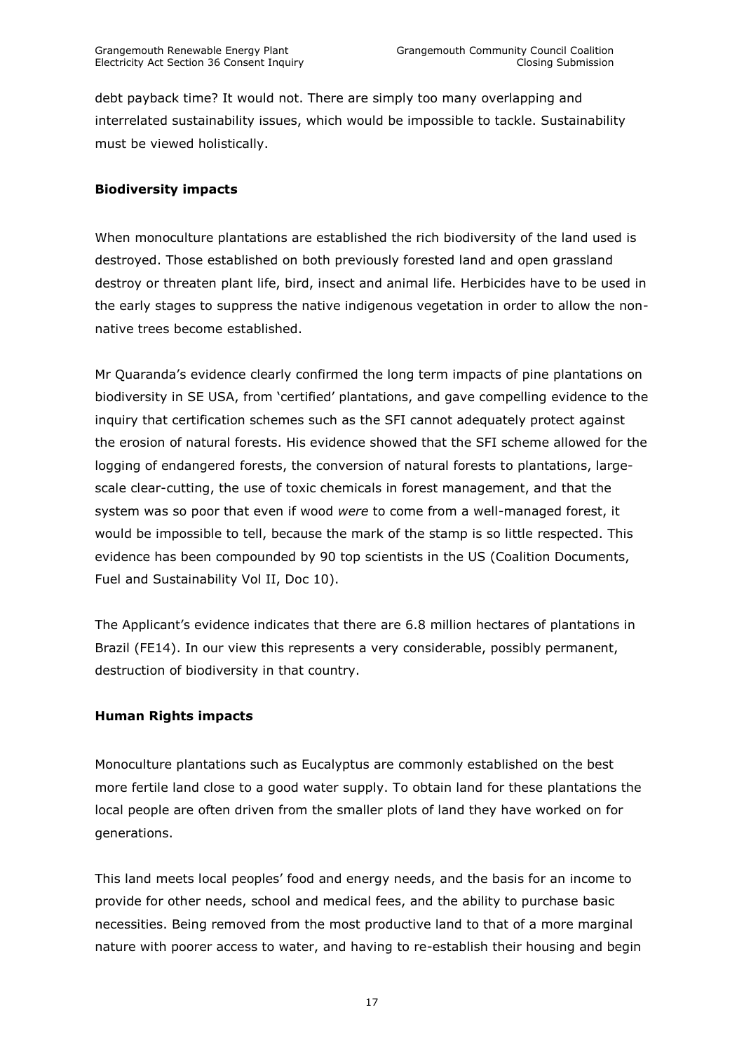debt payback time? It would not. There are simply too many overlapping and interrelated sustainability issues, which would be impossible to tackle. Sustainability must be viewed holistically.

**Biodiversity impacts**

When monoculture plantations are established the rich biodiversity of the land used is destroyed. Those established on both previously forested land and open grassland destroy or threaten plant life, bird, insect and animal life. Herbicides have to be used in the early stages to suppress the native indigenous vegetation in order to allow the non-native trees become established.

Mr Quaranda's evidence clearly confirmed the long term impacts of pine plantations on biodiversity in SE USA, from 'certified' plantations, and gave compelling evidence to the inquiry that certification schemes such as the SFI cannot adequately protect against the erosion of natural forests. His evidence showed that the SFI scheme allowed for the logging of endangered forests, the conversion of natural forests to plantations, large-scale clear-cutting, the use of toxic chemicals in forest management, and that the system was so poor that even if wood *were* to come from a well-managed forest, it would be impossible to tell, because the mark of the stamp is so little respected. This evidence has been compounded by 90 top scientists in the US (Coalition Documents, Fuel and Sustainability Vol II, Doc 10).

The Applicant's evidence indicates that there are 6.8 million hectares of plantations in Brazil (FE14). In our view this represents a very considerable, possibly permanent, destruction of biodiversity in that country.

**Human Rights impacts**

Monoculture plantations such as Eucalyptus are commonly established on the best more fertile land close to a good water supply. To obtain land for these plantations the local people are often driven from the smaller plots of land they have worked on for generations.

This land meets local peoples' food and energy needs, and the basis for an income to provide for other needs, school and medical fees, and the ability to purchase basic necessities. Being removed from the most productive land to that of a more marginal nature with poorer access to water, and having to re-establish their housing and begin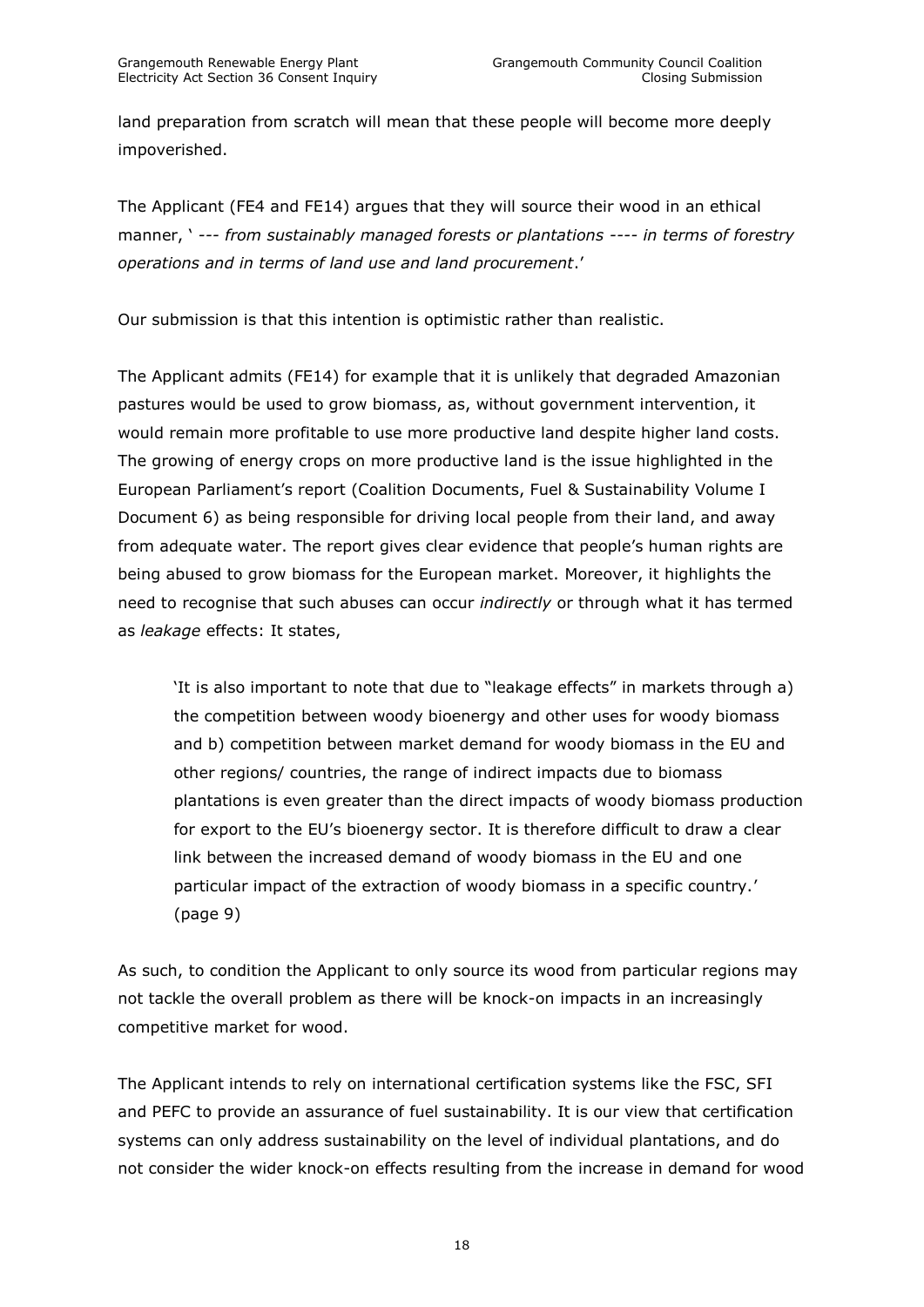land preparation from scratch will mean that these people will become more deeply impoverished.

The Applicant (FE4 and FE14) argues that they will source their wood in an ethical manner, ' --- *from sustainably managed forests or plantations ---- in terms of forestry operations and in terms of land use and land procurement*.'

Our submission is that this intention is optimistic rather than realistic.

The Applicant admits (FE14) for example that it is unlikely that degraded Amazonian pastures would be used to grow biomass, as, without government intervention, it would remain more profitable to use more productive land despite higher land costs. The growing of energy crops on more productive land is the issue highlighted in the European Parliament's report (Coalition Documents, Fuel & Sustainability Volume I Document 6) as being responsible for driving local people from their land, and away from adequate water. The report gives clear evidence that people's human rights are being abused to grow biomass for the European market. Moreover, it highlights the need to recognise that such abuses can occur *indirectly* or through what it has termed as *leakage* effects: It states,

> 'It is also important to note that due to "leakage effects" in markets through a) the competition between woody bioenergy and other uses for woody biomass and b) competition between market demand for woody biomass in the EU and other regions/ countries, the range of indirect impacts due to biomass plantations is even greater than the direct impacts of woody biomass production for export to the EU's bioenergy sector. It is therefore difficult to draw a clear link between the increased demand of woody biomass in the EU and one particular impact of the extraction of woody biomass in a specific country.' (page 9)

As such, to condition the Applicant to only source its wood from particular regions may not tackle the overall problem as there will be knock-on impacts in an increasingly competitive market for wood.

The Applicant intends to rely on international certification systems like the FSC, SFI and PEFC to provide an assurance of fuel sustainability. It is our view that certification systems can only address sustainability on the level of individual plantations, and do not consider the wider knock-on effects resulting from the increase in demand for wood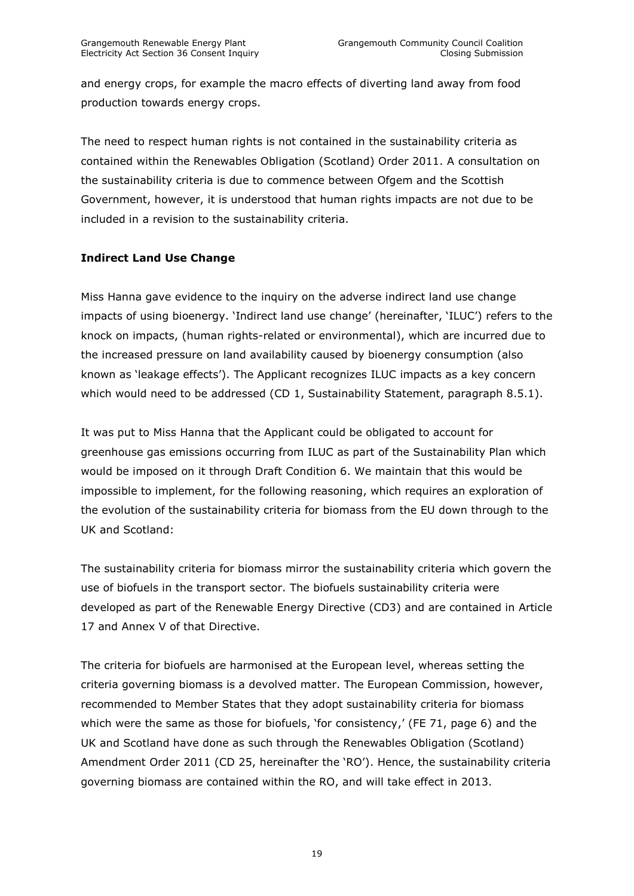and energy crops, for example the macro effects of diverting land away from food production towards energy crops.

The need to respect human rights is not contained in the sustainability criteria as contained within the Renewables Obligation (Scotland) Order 2011. A consultation on the sustainability criteria is due to commence between Ofgem and the Scottish Government, however, it is understood that human rights impacts are not due to be included in a revision to the sustainability criteria.

**Indirect Land Use Change**

Miss Hanna gave evidence to the inquiry on the adverse indirect land use change impacts of using bioenergy. 'Indirect land use change' (hereinafter, 'ILUC') refers to the knock on impacts, (human rights-related or environmental), which are incurred due to the increased pressure on land availability caused by bioenergy consumption (also known as 'leakage effects'). The Applicant recognizes ILUC impacts as a key concern which would need to be addressed (CD 1, Sustainability Statement, paragraph 8.5.1).

It was put to Miss Hanna that the Applicant could be obligated to account for greenhouse gas emissions occurring from ILUC as part of the Sustainability Plan which would be imposed on it through Draft Condition 6. We maintain that this would be impossible to implement, for the following reasoning, which requires an exploration of the evolution of the sustainability criteria for biomass from the EU down through to the UK and Scotland:

The sustainability criteria for biomass mirror the sustainability criteria which govern the use of biofuels in the transport sector. The biofuels sustainability criteria were developed as part of the Renewable Energy Directive (CD3) and are contained in Article 17 and Annex V of that Directive.

The criteria for biofuels are harmonised at the European level, whereas setting the criteria governing biomass is a devolved matter. The European Commission, however, recommended to Member States that they adopt sustainability criteria for biomass which were the same as those for biofuels, 'for consistency,' (FE 71, page 6) and the UK and Scotland have done as such through the Renewables Obligation (Scotland) Amendment Order 2011 (CD 25, hereinafter the 'RO'). Hence, the sustainability criteria governing biomass are contained within the RO, and will take effect in 2013.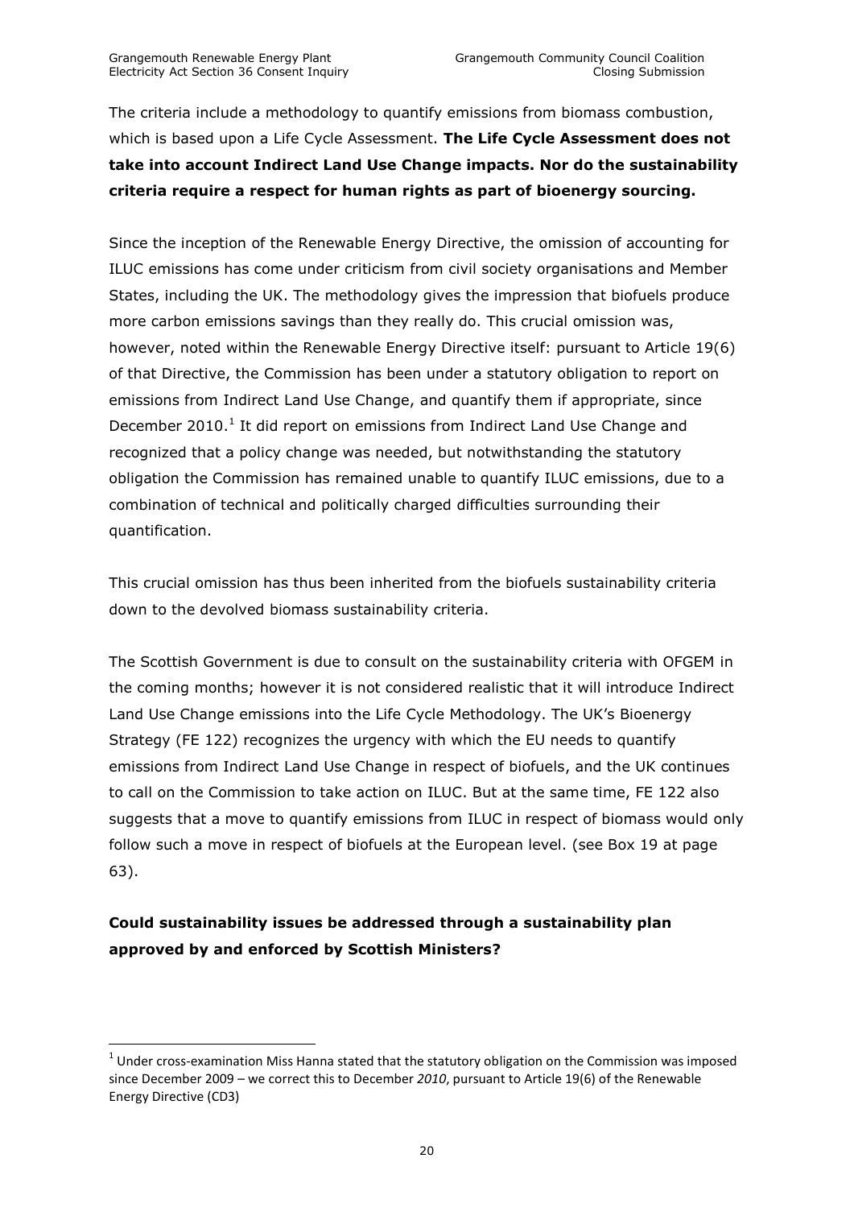The criteria include a methodology to quantify emissions from biomass combustion, which is based upon a Life Cycle Assessment. **The Life Cycle Assessment does not take into account Indirect Land Use Change impacts. Nor do the sustainability criteria require a respect for human rights as part of bioenergy sourcing.**

Since the inception of the Renewable Energy Directive, the omission of accounting for ILUC emissions has come under criticism from civil society organisations and Member States, including the UK. The methodology gives the impression that biofuels produce more carbon emissions savings than they really do. This crucial omission was, however, noted within the Renewable Energy Directive itself: pursuant to Article 19(6) of that Directive, the Commission has been under a statutory obligation to report on emissions from Indirect Land Use Change, and quantify them if appropriate, since December 2010.[1] It did report on emissions from Indirect Land Use Change and recognized that a policy change was needed, but notwithstanding the statutory obligation the Commission has remained unable to quantify ILUC emissions, due to a combination of technical and politically charged difficulties surrounding their quantification.

This crucial omission has thus been inherited from the biofuels sustainability criteria down to the devolved biomass sustainability criteria.

The Scottish Government is due to consult on the sustainability criteria with OFGEM in the coming months; however it is not considered realistic that it will introduce Indirect Land Use Change emissions into the Life Cycle Methodology. The UK's Bioenergy Strategy (FE 122) recognizes the urgency with which the EU needs to quantify emissions from Indirect Land Use Change in respect of biofuels, and the UK continues to call on the Commission to take action on ILUC. But at the same time, FE 122 also suggests that a move to quantify emissions from ILUC in respect of biomass would only follow such a move in respect of biofuels at the European level. (see Box 19 at page 63).

**Could sustainability issues be addressed through a sustainability plan approved by and enforced by Scottish Ministers?**

[1] Under cross-examination Miss Hanna stated that the statutory obligation on the Commission was imposed since December 2009 – we correct this to December *2010*, pursuant to Article 19(6) of the Renewable Energy Directive (CD3)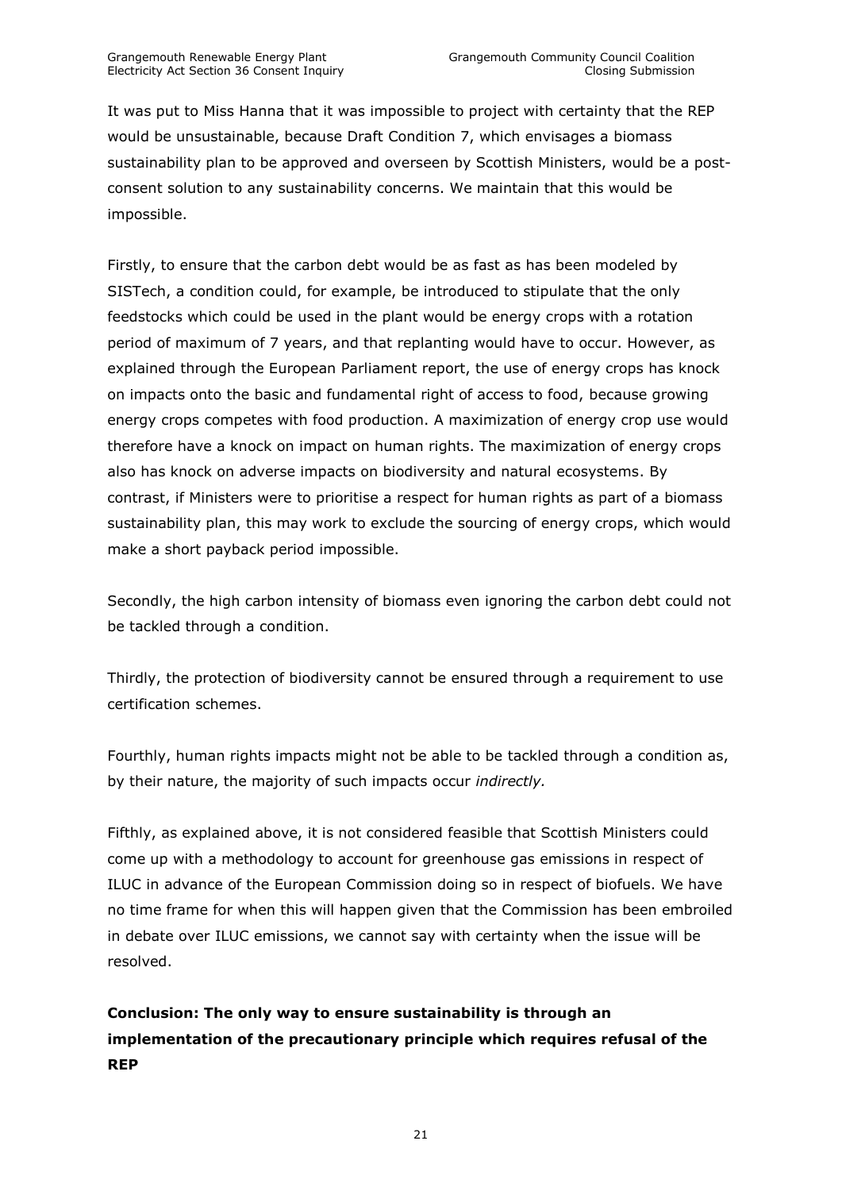It was put to Miss Hanna that it was impossible to project with certainty that the REP would be unsustainable, because Draft Condition 7, which envisages a biomass sustainability plan to be approved and overseen by Scottish Ministers, would be a post-consent solution to any sustainability concerns. We maintain that this would be impossible.

Firstly, to ensure that the carbon debt would be as fast as has been modeled by SISTech, a condition could, for example, be introduced to stipulate that the only feedstocks which could be used in the plant would be energy crops with a rotation period of maximum of 7 years, and that replanting would have to occur. However, as explained through the European Parliament report, the use of energy crops has knock on impacts onto the basic and fundamental right of access to food, because growing energy crops competes with food production. A maximization of energy crop use would therefore have a knock on impact on human rights. The maximization of energy crops also has knock on adverse impacts on biodiversity and natural ecosystems. By contrast, if Ministers were to prioritise a respect for human rights as part of a biomass sustainability plan, this may work to exclude the sourcing of energy crops, which would make a short payback period impossible.

Secondly, the high carbon intensity of biomass even ignoring the carbon debt could not be tackled through a condition.

Thirdly, the protection of biodiversity cannot be ensured through a requirement to use certification schemes.

Fourthly, human rights impacts might not be able to be tackled through a condition as, by their nature, the majority of such impacts occur *indirectly.*

Fifthly, as explained above, it is not considered feasible that Scottish Ministers could come up with a methodology to account for greenhouse gas emissions in respect of ILUC in advance of the European Commission doing so in respect of biofuels. We have no time frame for when this will happen given that the Commission has been embroiled in debate over ILUC emissions, we cannot say with certainty when the issue will be resolved.

**Conclusion: The only way to ensure sustainability is through an implementation of the precautionary principle which requires refusal of the REP**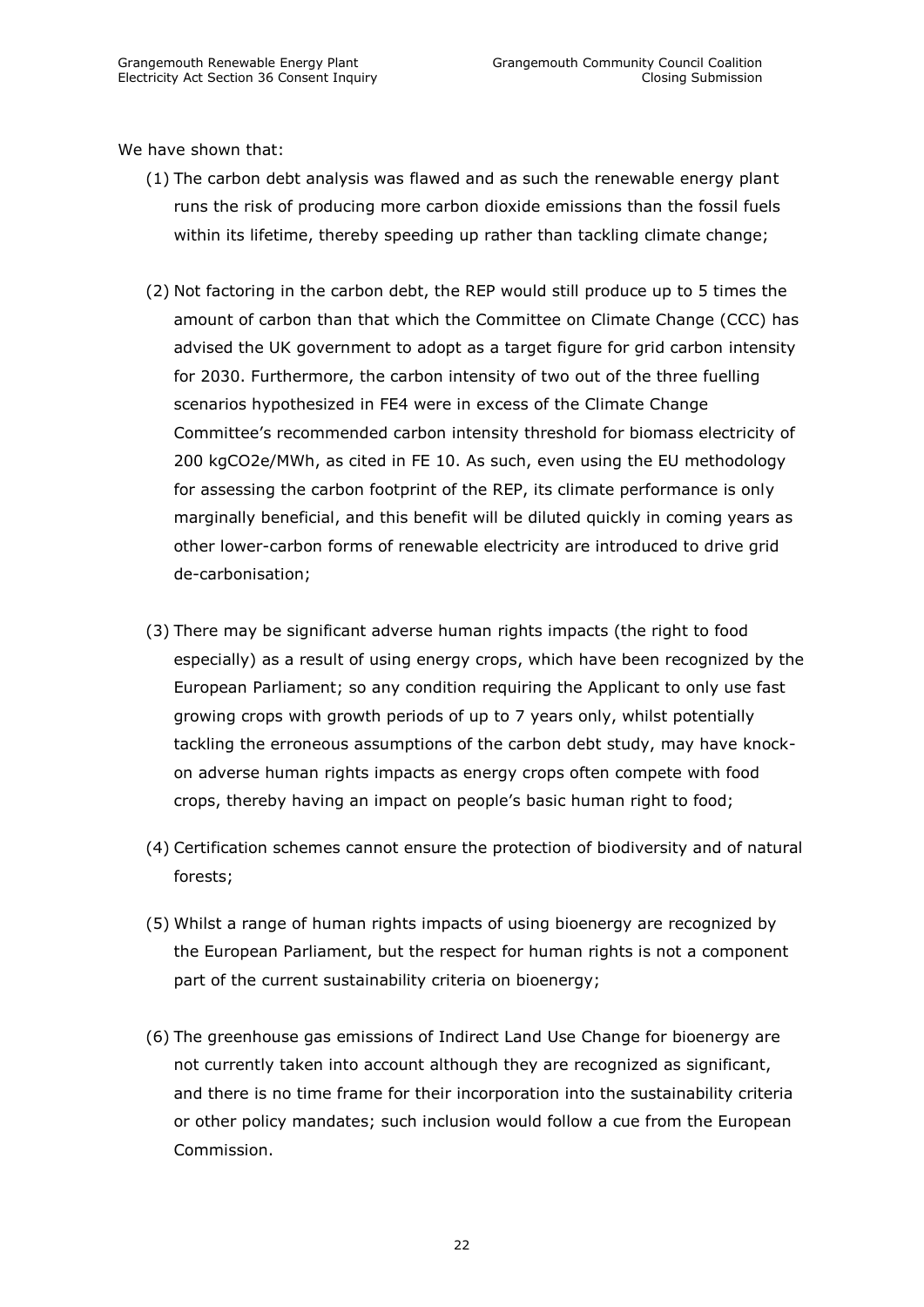We have shown that:

(1) The carbon debt analysis was flawed and as such the renewable energy plant runs the risk of producing more carbon dioxide emissions than the fossil fuels within its lifetime, thereby speeding up rather than tackling climate change;

(2) Not factoring in the carbon debt, the REP would still produce up to 5 times the amount of carbon than that which the Committee on Climate Change (CCC) has advised the UK government to adopt as a target figure for grid carbon intensity for 2030. Furthermore, the carbon intensity of two out of the three fuelling scenarios hypothesized in FE4 were in excess of the Climate Change Committee's recommended carbon intensity threshold for biomass electricity of 200 kgCO2e/MWh, as cited in FE 10. As such, even using the EU methodology for assessing the carbon footprint of the REP, its climate performance is only marginally beneficial, and this benefit will be diluted quickly in coming years as other lower-carbon forms of renewable electricity are introduced to drive grid de-carbonisation;

(3) There may be significant adverse human rights impacts (the right to food especially) as a result of using energy crops, which have been recognized by the European Parliament; so any condition requiring the Applicant to only use fast growing crops with growth periods of up to 7 years only, whilst potentially tackling the erroneous assumptions of the carbon debt study, may have knock-on adverse human rights impacts as energy crops often compete with food crops, thereby having an impact on people's basic human right to food;

(4) Certification schemes cannot ensure the protection of biodiversity and of natural forests;

(5) Whilst a range of human rights impacts of using bioenergy are recognized by the European Parliament, but the respect for human rights is not a component part of the current sustainability criteria on bioenergy;

(6) The greenhouse gas emissions of Indirect Land Use Change for bioenergy are not currently taken into account although they are recognized as significant, and there is no time frame for their incorporation into the sustainability criteria or other policy mandates; such inclusion would follow a cue from the European Commission.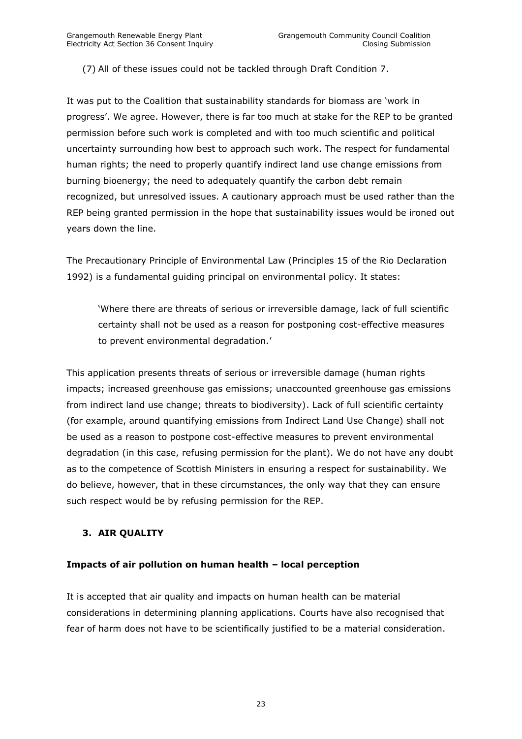(7) All of these issues could not be tackled through Draft Condition 7.

It was put to the Coalition that sustainability standards for biomass are 'work in progress'. We agree. However, there is far too much at stake for the REP to be granted permission before such work is completed and with too much scientific and political uncertainty surrounding how best to approach such work. The respect for fundamental human rights; the need to properly quantify indirect land use change emissions from burning bioenergy; the need to adequately quantify the carbon debt remain recognized, but unresolved issues. A cautionary approach must be used rather than the REP being granted permission in the hope that sustainability issues would be ironed out years down the line.

The Precautionary Principle of Environmental Law (Principles 15 of the Rio Declaration 1992) is a fundamental guiding principal on environmental policy. It states:

> 'Where there are threats of serious or irreversible damage, lack of full scientific certainty shall not be used as a reason for postponing cost-effective measures to prevent environmental degradation.'

This application presents threats of serious or irreversible damage (human rights impacts; increased greenhouse gas emissions; unaccounted greenhouse gas emissions from indirect land use change; threats to biodiversity). Lack of full scientific certainty (for example, around quantifying emissions from Indirect Land Use Change) shall not be used as a reason to postpone cost-effective measures to prevent environmental degradation (in this case, refusing permission for the plant). We do not have any doubt as to the competence of Scottish Ministers in ensuring a respect for sustainability. We do believe, however, that in these circumstances, the only way that they can ensure such respect would be by refusing permission for the REP.

## 3. AIR QUALITY

### Impacts of air pollution on human health – local perception

It is accepted that air quality and impacts on human health can be material considerations in determining planning applications. Courts have also recognised that fear of harm does not have to be scientifically justified to be a material consideration.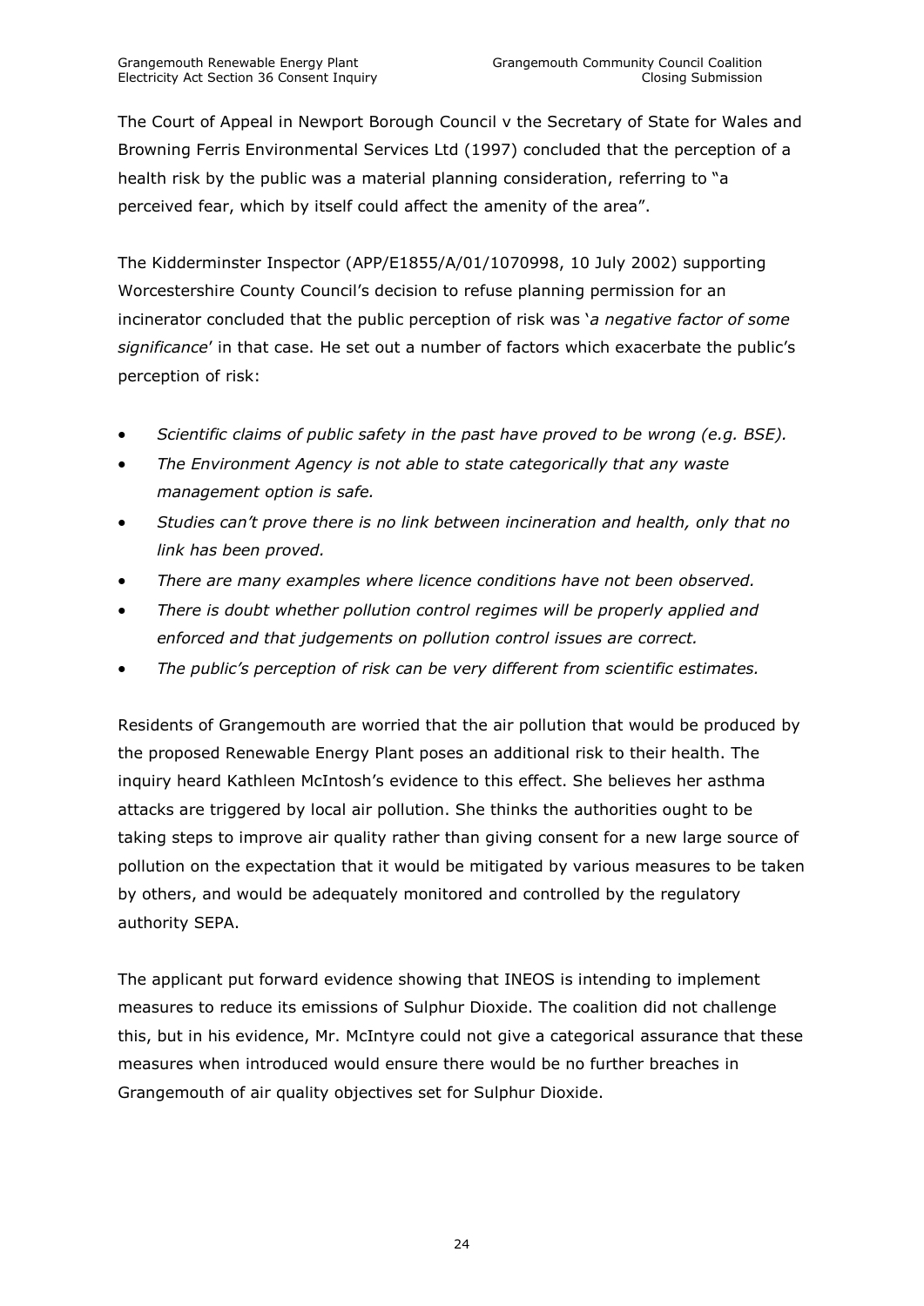The Court of Appeal in Newport Borough Council v the Secretary of State for Wales and Browning Ferris Environmental Services Ltd (1997) concluded that the perception of a health risk by the public was a material planning consideration, referring to "a perceived fear, which by itself could affect the amenity of the area".

The Kidderminster Inspector (APP/E1855/A/01/1070998, 10 July 2002) supporting Worcestershire County Council's decision to refuse planning permission for an incinerator concluded that the public perception of risk was '*a negative factor of some significance*' in that case. He set out a number of factors which exacerbate the public's perception of risk:

- *Scientific claims of public safety in the past have proved to be wrong (e.g. BSE).*
- *The Environment Agency is not able to state categorically that any waste management option is safe.*
- *Studies can't prove there is no link between incineration and health, only that no link has been proved.*
- *There are many examples where licence conditions have not been observed.*
- *There is doubt whether pollution control regimes will be properly applied and enforced and that judgements on pollution control issues are correct.*
- *The public's perception of risk can be very different from scientific estimates.*

Residents of Grangemouth are worried that the air pollution that would be produced by the proposed Renewable Energy Plant poses an additional risk to their health. The inquiry heard Kathleen McIntosh's evidence to this effect. She believes her asthma attacks are triggered by local air pollution. She thinks the authorities ought to be taking steps to improve air quality rather than giving consent for a new large source of pollution on the expectation that it would be mitigated by various measures to be taken by others, and would be adequately monitored and controlled by the regulatory authority SEPA.

The applicant put forward evidence showing that INEOS is intending to implement measures to reduce its emissions of Sulphur Dioxide. The coalition did not challenge this, but in his evidence, Mr. McIntyre could not give a categorical assurance that these measures when introduced would ensure there would be no further breaches in Grangemouth of air quality objectives set for Sulphur Dioxide.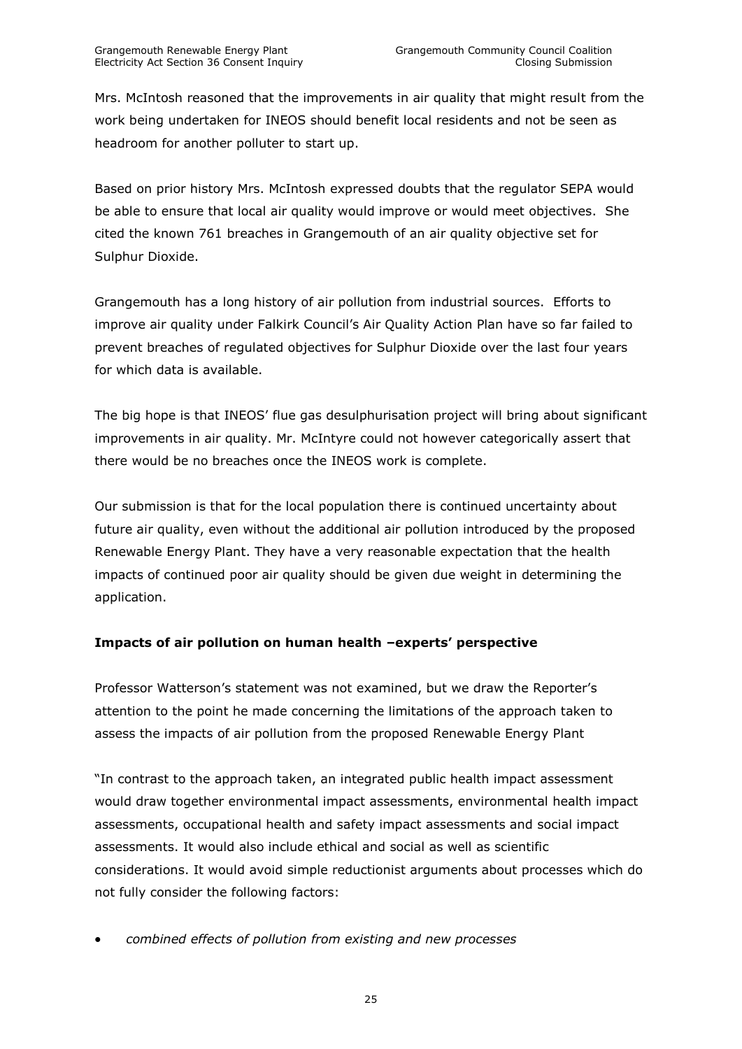Mrs. McIntosh reasoned that the improvements in air quality that might result from the work being undertaken for INEOS should benefit local residents and not be seen as headroom for another polluter to start up.

Based on prior history Mrs. McIntosh expressed doubts that the regulator SEPA would be able to ensure that local air quality would improve or would meet objectives. She cited the known 761 breaches in Grangemouth of an air quality objective set for Sulphur Dioxide.

Grangemouth has a long history of air pollution from industrial sources. Efforts to improve air quality under Falkirk Council's Air Quality Action Plan have so far failed to prevent breaches of regulated objectives for Sulphur Dioxide over the last four years for which data is available.

The big hope is that INEOS' flue gas desulphurisation project will bring about significant improvements in air quality. Mr. McIntyre could not however categorically assert that there would be no breaches once the INEOS work is complete.

Our submission is that for the local population there is continued uncertainty about future air quality, even without the additional air pollution introduced by the proposed Renewable Energy Plant. They have a very reasonable expectation that the health impacts of continued poor air quality should be given due weight in determining the application.

**Impacts of air pollution on human health –experts' perspective**

Professor Watterson's statement was not examined, but we draw the Reporter's attention to the point he made concerning the limitations of the approach taken to assess the impacts of air pollution from the proposed Renewable Energy Plant

"In contrast to the approach taken, an integrated public health impact assessment would draw together environmental impact assessments, environmental health impact assessments, occupational health and safety impact assessments and social impact assessments. It would also include ethical and social as well as scientific considerations. It would avoid simple reductionist arguments about processes which do not fully consider the following factors:

- *combined effects of pollution from existing and new processes*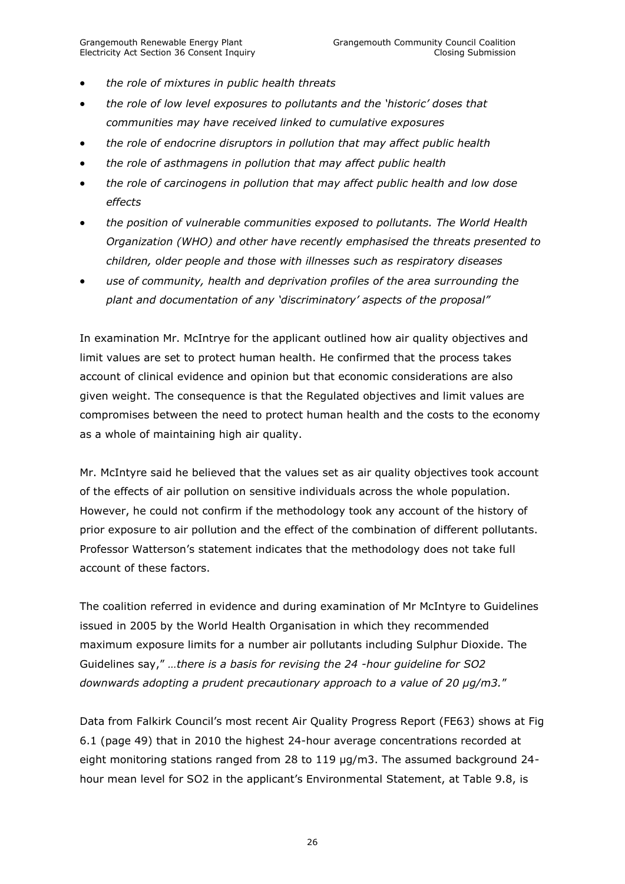- *the role of mixtures in public health threats*
- *the role of low level exposures to pollutants and the 'historic' doses that communities may have received linked to cumulative exposures*
- *the role of endocrine disruptors in pollution that may affect public health*
- *the role of asthmagens in pollution that may affect public health*
- *the role of carcinogens in pollution that may affect public health and low dose effects*
- *the position of vulnerable communities exposed to pollutants. The World Health Organization (WHO) and other have recently emphasised the threats presented to children, older people and those with illnesses such as respiratory diseases*
- *use of community, health and deprivation profiles of the area surrounding the plant and documentation of any 'discriminatory' aspects of the proposal"*

In examination Mr. McIntrye for the applicant outlined how air quality objectives and limit values are set to protect human health. He confirmed that the process takes account of clinical evidence and opinion but that economic considerations are also given weight. The consequence is that the Regulated objectives and limit values are compromises between the need to protect human health and the costs to the economy as a whole of maintaining high air quality.

Mr. McIntyre said he believed that the values set as air quality objectives took account of the effects of air pollution on sensitive individuals across the whole population. However, he could not confirm if the methodology took any account of the history of prior exposure to air pollution and the effect of the combination of different pollutants. Professor Watterson's statement indicates that the methodology does not take full account of these factors.

The coalition referred in evidence and during examination of Mr McIntyre to Guidelines issued in 2005 by the World Health Organisation in which they recommended maximum exposure limits for a number air pollutants including Sulphur Dioxide. The Guidelines say," *…there is a basis for revising the 24 -hour guideline for SO2 downwards adopting a prudent precautionary approach to a value of 20 µg/m3.*"

Data from Falkirk Council's most recent Air Quality Progress Report (FE63) shows at Fig 6.1 (page 49) that in 2010 the highest 24-hour average concentrations recorded at eight monitoring stations ranged from 28 to 119 µg/m3. The assumed background 24-hour mean level for SO2 in the applicant's Environmental Statement, at Table 9.8, is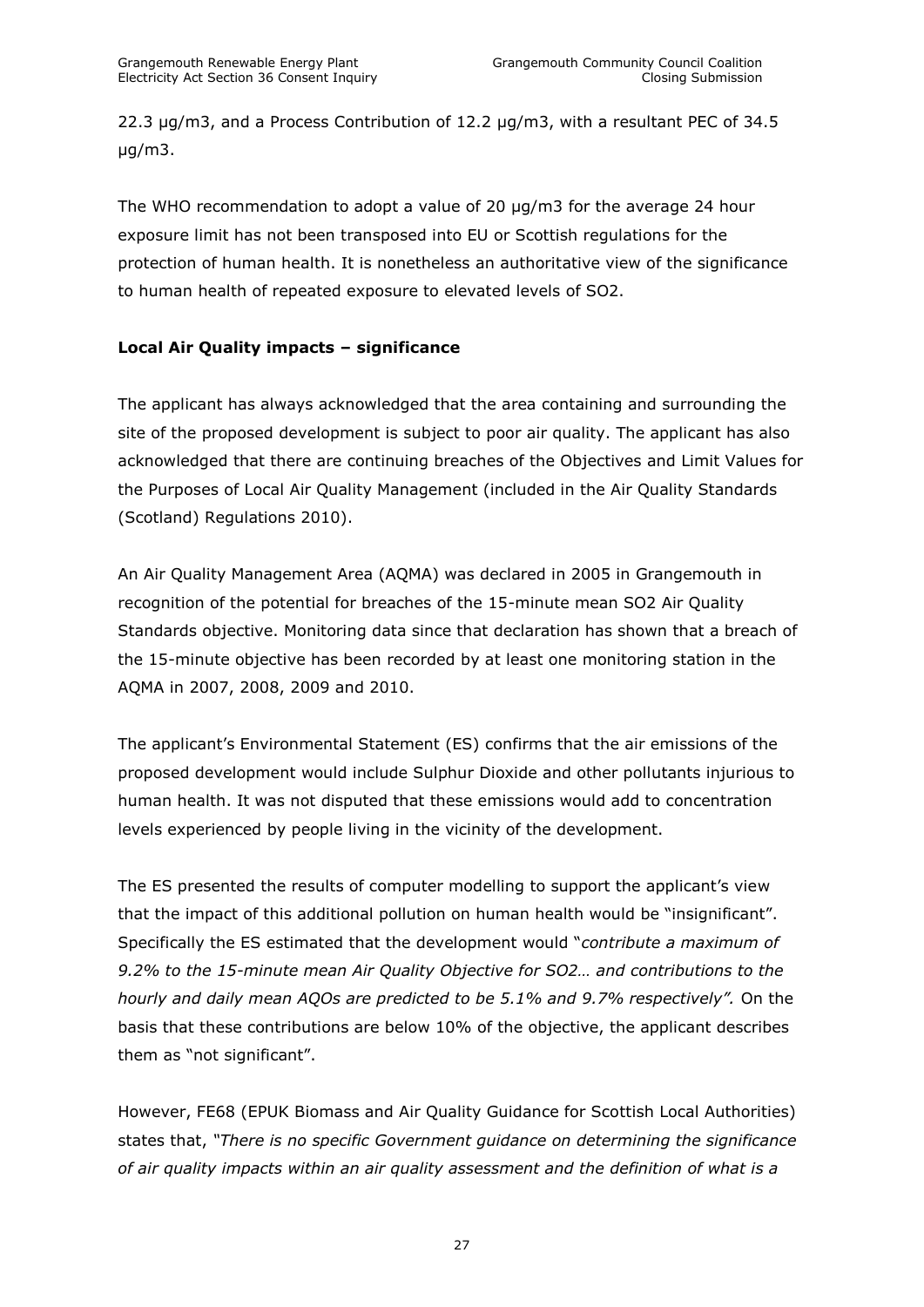22.3 μg/m3, and a Process Contribution of 12.2 μg/m3, with a resultant PEC of 34.5 μg/m3.

The WHO recommendation to adopt a value of 20 μg/m3 for the average 24 hour exposure limit has not been transposed into EU or Scottish regulations for the protection of human health. It is nonetheless an authoritative view of the significance to human health of repeated exposure to elevated levels of $SO_2$.

**Local Air Quality impacts – significance**

The applicant has always acknowledged that the area containing and surrounding the site of the proposed development is subject to poor air quality. The applicant has also acknowledged that there are continuing breaches of the Objectives and Limit Values for the Purposes of Local Air Quality Management (included in the Air Quality Standards (Scotland) Regulations 2010).

An Air Quality Management Area (AQMA) was declared in 2005 in Grangemouth in recognition of the potential for breaches of the 15-minute mean $SO_2$ Air Quality Standards objective. Monitoring data since that declaration has shown that a breach of the 15-minute objective has been recorded by at least one monitoring station in the AQMA in 2007, 2008, 2009 and 2010.

The applicant's Environmental Statement (ES) confirms that the air emissions of the proposed development would include Sulphur Dioxide and other pollutants injurious to human health. It was not disputed that these emissions would add to concentration levels experienced by people living in the vicinity of the development.

The ES presented the results of computer modelling to support the applicant's view that the impact of this additional pollution on human health would be "insignificant". Specifically the ES estimated that the development would "*contribute a maximum of 9.2% to the 15-minute mean Air Quality Objective for $SO_2$… and contributions to the hourly and daily mean AQOs are predicted to be 5.1% and 9.7% respectively".* On the basis that these contributions are below 10% of the objective, the applicant describes them as "not significant".

However, FE68 (EPUK Biomass and Air Quality Guidance for Scottish Local Authorities) states that, *"There is no specific Government guidance on determining the significance of air quality impacts within an air quality assessment and the definition of what is a*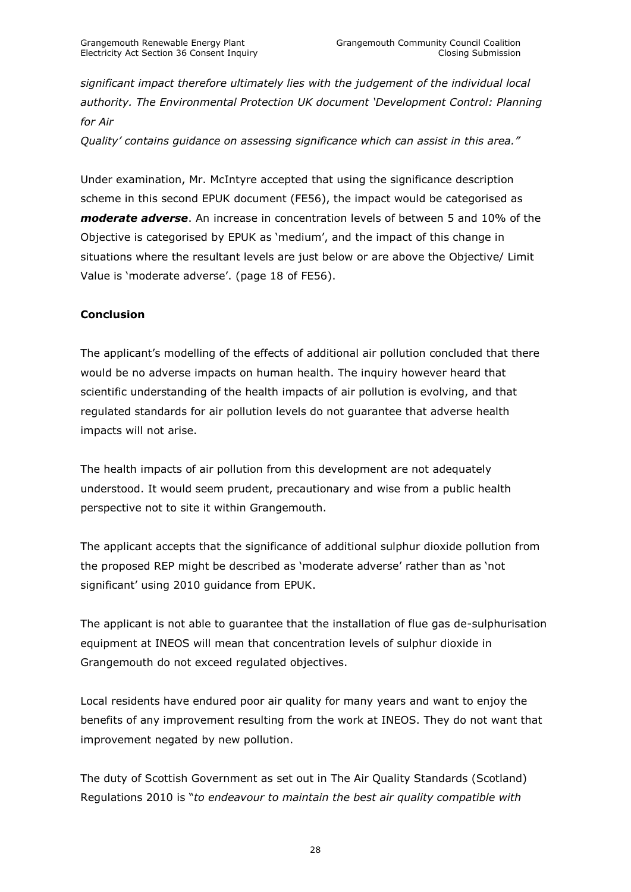*significant impact therefore ultimately lies with the judgement of the individual local authority. The Environmental Protection UK document 'Development Control: Planning for Air Quality' contains guidance on assessing significance which can assist in this area."*

Under examination, Mr. McIntyre accepted that using the significance description scheme in this second EPUK document (FE56), the impact would be categorised as ***moderate adverse***. An increase in concentration levels of between 5 and 10% of the Objective is categorised by EPUK as 'medium', and the impact of this change in situations where the resultant levels are just below or are above the Objective/ Limit Value is 'moderate adverse'. (page 18 of FE56).

**Conclusion**

The applicant's modelling of the effects of additional air pollution concluded that there would be no adverse impacts on human health. The inquiry however heard that scientific understanding of the health impacts of air pollution is evolving, and that regulated standards for air pollution levels do not guarantee that adverse health impacts will not arise.

The health impacts of air pollution from this development are not adequately understood. It would seem prudent, precautionary and wise from a public health perspective not to site it within Grangemouth.

The applicant accepts that the significance of additional sulphur dioxide pollution from the proposed REP might be described as 'moderate adverse' rather than as 'not significant' using 2010 guidance from EPUK.

The applicant is not able to guarantee that the installation of flue gas de-sulphurisation equipment at INEOS will mean that concentration levels of sulphur dioxide in Grangemouth do not exceed regulated objectives.

Local residents have endured poor air quality for many years and want to enjoy the benefits of any improvement resulting from the work at INEOS. They do not want that improvement negated by new pollution.

The duty of Scottish Government as set out in The Air Quality Standards (Scotland) Regulations 2010 is "*to endeavour to maintain the best air quality compatible with*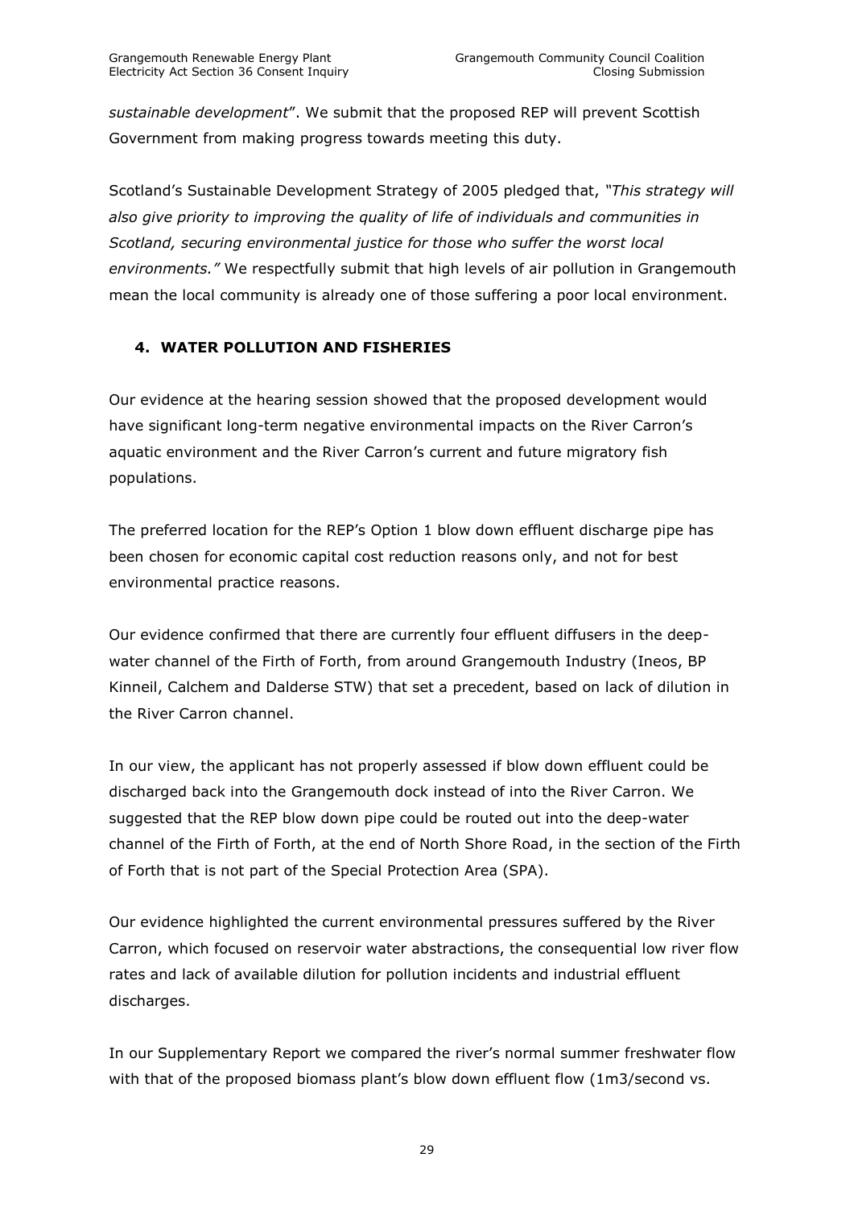*sustainable development*". We submit that the proposed REP will prevent Scottish Government from making progress towards meeting this duty.

Scotland's Sustainable Development Strategy of 2005 pledged that, *"This strategy will also give priority to improving the quality of life of individuals and communities in Scotland, securing environmental justice for those who suffer the worst local environments."* We respectfully submit that high levels of air pollution in Grangemouth mean the local community is already one of those suffering a poor local environment.

## 4. WATER POLLUTION AND FISHERIES

Our evidence at the hearing session showed that the proposed development would have significant long-term negative environmental impacts on the River Carron's aquatic environment and the River Carron's current and future migratory fish populations.

The preferred location for the REP's Option 1 blow down effluent discharge pipe has been chosen for economic capital cost reduction reasons only, and not for best environmental practice reasons.

Our evidence confirmed that there are currently four effluent diffusers in the deep-water channel of the Firth of Forth, from around Grangemouth Industry (Ineos, BP Kinneil, Calchem and Dalderse STW) that set a precedent, based on lack of dilution in the River Carron channel.

In our view, the applicant has not properly assessed if blow down effluent could be discharged back into the Grangemouth dock instead of into the River Carron. We suggested that the REP blow down pipe could be routed out into the deep-water channel of the Firth of Forth, at the end of North Shore Road, in the section of the Firth of Forth that is not part of the Special Protection Area (SPA).

Our evidence highlighted the current environmental pressures suffered by the River Carron, which focused on reservoir water abstractions, the consequential low river flow rates and lack of available dilution for pollution incidents and industrial effluent discharges.

In our Supplementary Report we compared the river's normal summer freshwater flow with that of the proposed biomass plant's blow down effluent flow (1m3/second vs.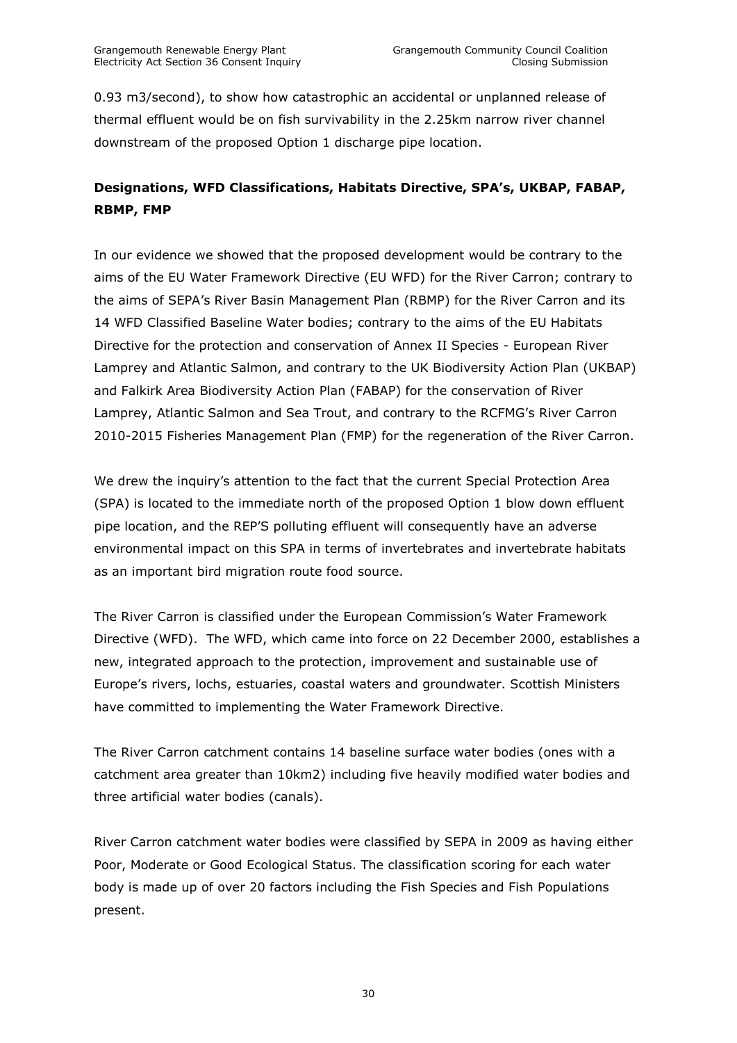0.93 m3/second), to show how catastrophic an accidental or unplanned release of thermal effluent would be on fish survivability in the 2.25km narrow river channel downstream of the proposed Option 1 discharge pipe location.

**Designations, WFD Classifications, Habitats Directive, SPA's, UKBAP, FABAP, RBMP, FMP**

In our evidence we showed that the proposed development would be contrary to the aims of the EU Water Framework Directive (EU WFD) for the River Carron; contrary to the aims of SEPA's River Basin Management Plan (RBMP) for the River Carron and its 14 WFD Classified Baseline Water bodies; contrary to the aims of the EU Habitats Directive for the protection and conservation of Annex II Species - European River Lamprey and Atlantic Salmon, and contrary to the UK Biodiversity Action Plan (UKBAP) and Falkirk Area Biodiversity Action Plan (FABAP) for the conservation of River Lamprey, Atlantic Salmon and Sea Trout, and contrary to the RCFMG's River Carron 2010-2015 Fisheries Management Plan (FMP) for the regeneration of the River Carron.

We drew the inquiry's attention to the fact that the current Special Protection Area (SPA) is located to the immediate north of the proposed Option 1 blow down effluent pipe location, and the REP'S polluting effluent will consequently have an adverse environmental impact on this SPA in terms of invertebrates and invertebrate habitats as an important bird migration route food source.

The River Carron is classified under the European Commission's Water Framework Directive (WFD). The WFD, which came into force on 22 December 2000, establishes a new, integrated approach to the protection, improvement and sustainable use of Europe's rivers, lochs, estuaries, coastal waters and groundwater. Scottish Ministers have committed to implementing the Water Framework Directive.

The River Carron catchment contains 14 baseline surface water bodies (ones with a catchment area greater than 10km2) including five heavily modified water bodies and three artificial water bodies (canals).

River Carron catchment water bodies were classified by SEPA in 2009 as having either Poor, Moderate or Good Ecological Status. The classification scoring for each water body is made up of over 20 factors including the Fish Species and Fish Populations present.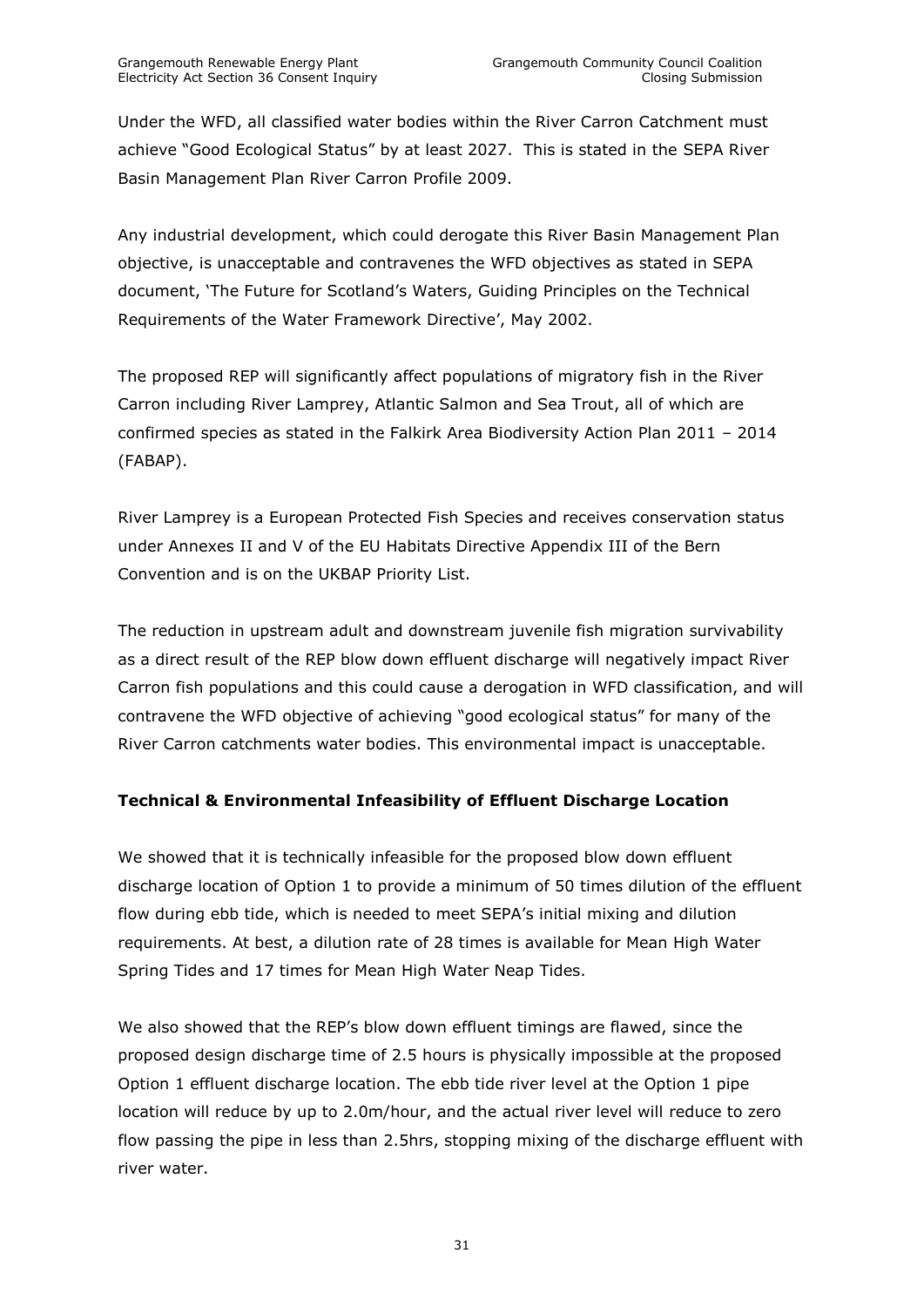Under the WFD, all classified water bodies within the River Carron Catchment must achieve "Good Ecological Status" by at least 2027. This is stated in the SEPA River Basin Management Plan River Carron Profile 2009.

Any industrial development, which could derogate this River Basin Management Plan objective, is unacceptable and contravenes the WFD objectives as stated in SEPA document, 'The Future for Scotland's Waters, Guiding Principles on the Technical Requirements of the Water Framework Directive', May 2002.

The proposed REP will significantly affect populations of migratory fish in the River Carron including River Lamprey, Atlantic Salmon and Sea Trout, all of which are confirmed species as stated in the Falkirk Area Biodiversity Action Plan 2011 – 2014 (FABAP).

River Lamprey is a European Protected Fish Species and receives conservation status under Annexes II and V of the EU Habitats Directive Appendix III of the Bern Convention and is on the UKBAP Priority List.

The reduction in upstream adult and downstream juvenile fish migration survivability as a direct result of the REP blow down effluent discharge will negatively impact River Carron fish populations and this could cause a derogation in WFD classification, and will contravene the WFD objective of achieving "good ecological status" for many of the River Carron catchments water bodies. This environmental impact is unacceptable.

**Technical & Environmental Infeasibility of Effluent Discharge Location**

We showed that it is technically infeasible for the proposed blow down effluent discharge location of Option 1 to provide a minimum of 50 times dilution of the effluent flow during ebb tide, which is needed to meet SEPA's initial mixing and dilution requirements. At best, a dilution rate of 28 times is available for Mean High Water Spring Tides and 17 times for Mean High Water Neap Tides.

We also showed that the REP's blow down effluent timings are flawed, since the proposed design discharge time of 2.5 hours is physically impossible at the proposed Option 1 effluent discharge location. The ebb tide river level at the Option 1 pipe location will reduce by up to 2.0m/hour, and the actual river level will reduce to zero flow passing the pipe in less than 2.5hrs, stopping mixing of the discharge effluent with river water.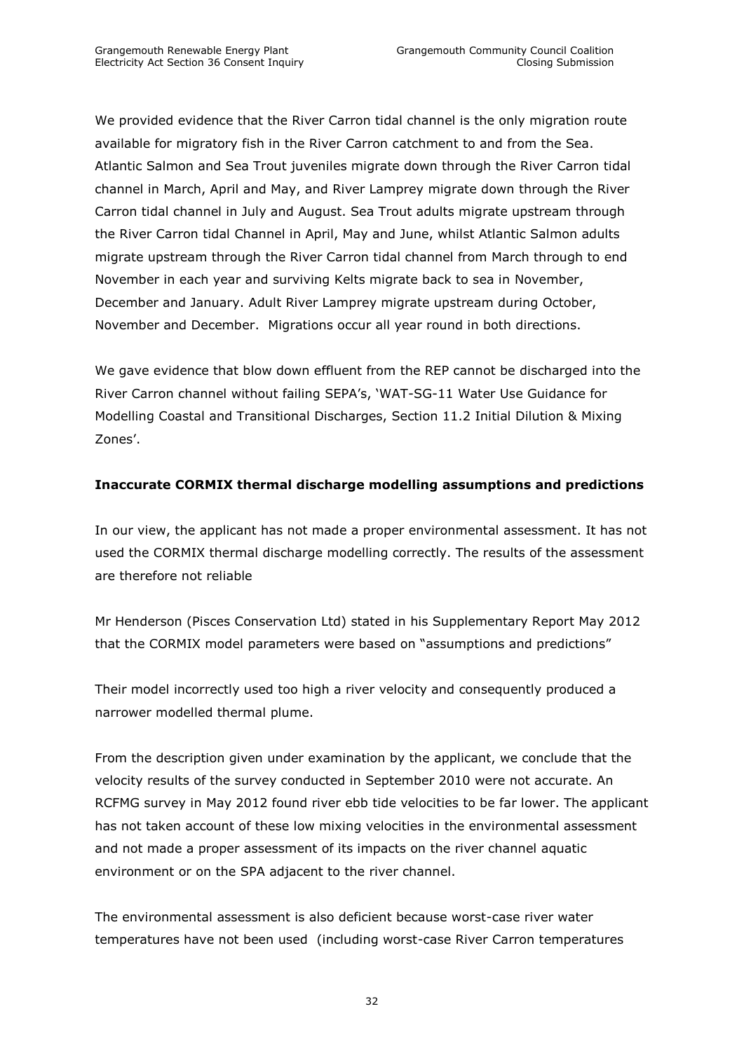We provided evidence that the River Carron tidal channel is the only migration route available for migratory fish in the River Carron catchment to and from the Sea. Atlantic Salmon and Sea Trout juveniles migrate down through the River Carron tidal channel in March, April and May, and River Lamprey migrate down through the River Carron tidal channel in July and August. Sea Trout adults migrate upstream through the River Carron tidal Channel in April, May and June, whilst Atlantic Salmon adults migrate upstream through the River Carron tidal channel from March through to end November in each year and surviving Kelts migrate back to sea in November, December and January. Adult River Lamprey migrate upstream during October, November and December. Migrations occur all year round in both directions.

We gave evidence that blow down effluent from the REP cannot be discharged into the River Carron channel without failing SEPA's, 'WAT-SG-11 Water Use Guidance for Modelling Coastal and Transitional Discharges, Section 11.2 Initial Dilution & Mixing Zones'.

**Inaccurate CORMIX thermal discharge modelling assumptions and predictions**

In our view, the applicant has not made a proper environmental assessment. It has not used the CORMIX thermal discharge modelling correctly. The results of the assessment are therefore not reliable

Mr Henderson (Pisces Conservation Ltd) stated in his Supplementary Report May 2012 that the CORMIX model parameters were based on "assumptions and predictions"

Their model incorrectly used too high a river velocity and consequently produced a narrower modelled thermal plume.

From the description given under examination by the applicant, we conclude that the velocity results of the survey conducted in September 2010 were not accurate. An RCFMG survey in May 2012 found river ebb tide velocities to be far lower. The applicant has not taken account of these low mixing velocities in the environmental assessment and not made a proper assessment of its impacts on the river channel aquatic environment or on the SPA adjacent to the river channel.

The environmental assessment is also deficient because worst-case river water temperatures have not been used (including worst-case River Carron temperatures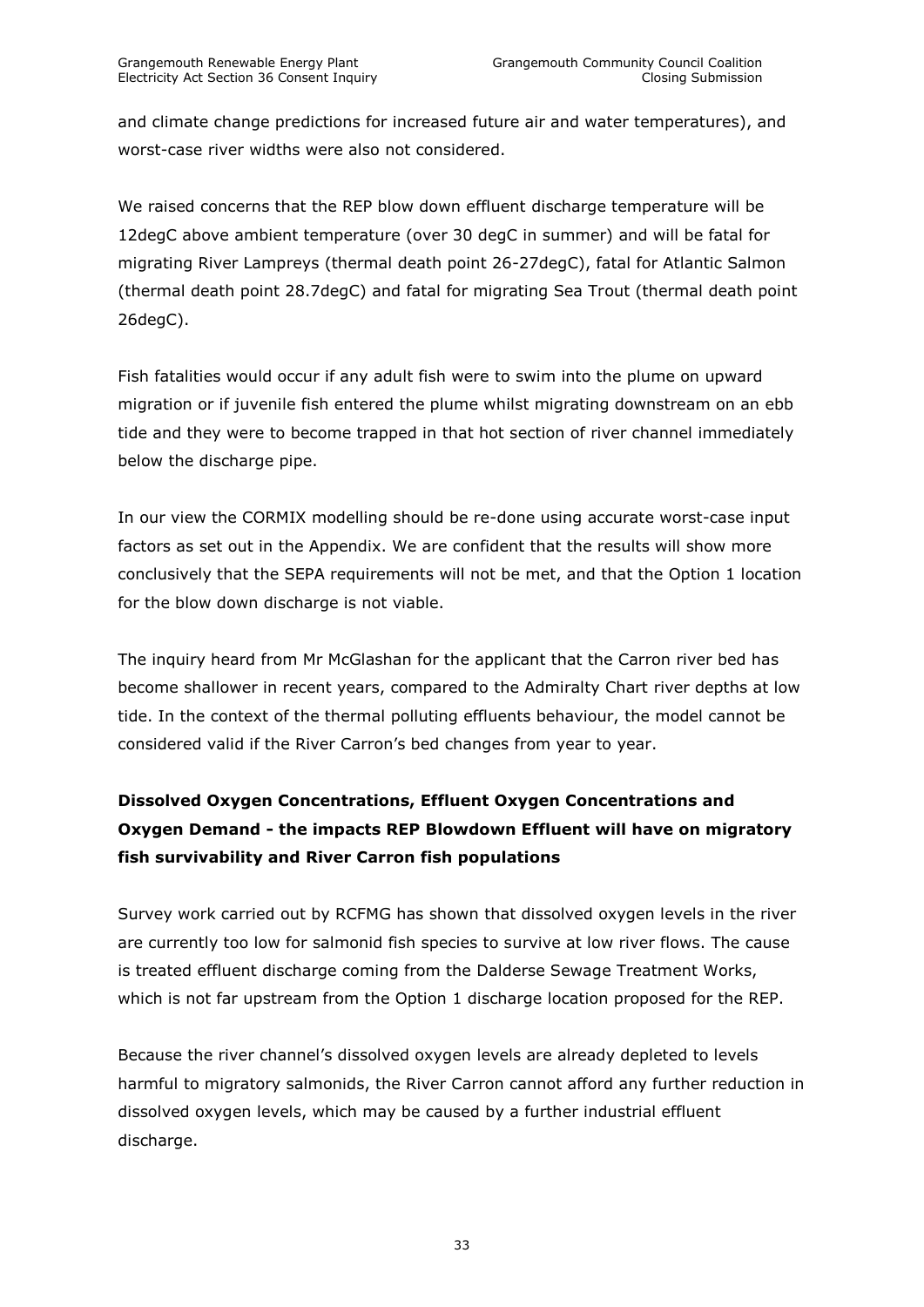and climate change predictions for increased future air and water temperatures), and worst-case river widths were also not considered.

We raised concerns that the REP blow down effluent discharge temperature will be 12degC above ambient temperature (over 30 degC in summer) and will be fatal for migrating River Lampreys (thermal death point 26-27degC), fatal for Atlantic Salmon (thermal death point 28.7degC) and fatal for migrating Sea Trout (thermal death point 26degC).

Fish fatalities would occur if any adult fish were to swim into the plume on upward migration or if juvenile fish entered the plume whilst migrating downstream on an ebb tide and they were to become trapped in that hot section of river channel immediately below the discharge pipe.

In our view the CORMIX modelling should be re-done using accurate worst-case input factors as set out in the Appendix. We are confident that the results will show more conclusively that the SEPA requirements will not be met, and that the Option 1 location for the blow down discharge is not viable.

The inquiry heard from Mr McGlashan for the applicant that the Carron river bed has become shallower in recent years, compared to the Admiralty Chart river depths at low tide. In the context of the thermal polluting effluents behaviour, the model cannot be considered valid if the River Carron's bed changes from year to year.

**Dissolved Oxygen Concentrations, Effluent Oxygen Concentrations and Oxygen Demand - the impacts REP Blowdown Effluent will have on migratory fish survivability and River Carron fish populations**

Survey work carried out by RCFMG has shown that dissolved oxygen levels in the river are currently too low for salmonid fish species to survive at low river flows. The cause is treated effluent discharge coming from the Dalderse Sewage Treatment Works, which is not far upstream from the Option 1 discharge location proposed for the REP.

Because the river channel's dissolved oxygen levels are already depleted to levels harmful to migratory salmonids, the River Carron cannot afford any further reduction in dissolved oxygen levels, which may be caused by a further industrial effluent discharge.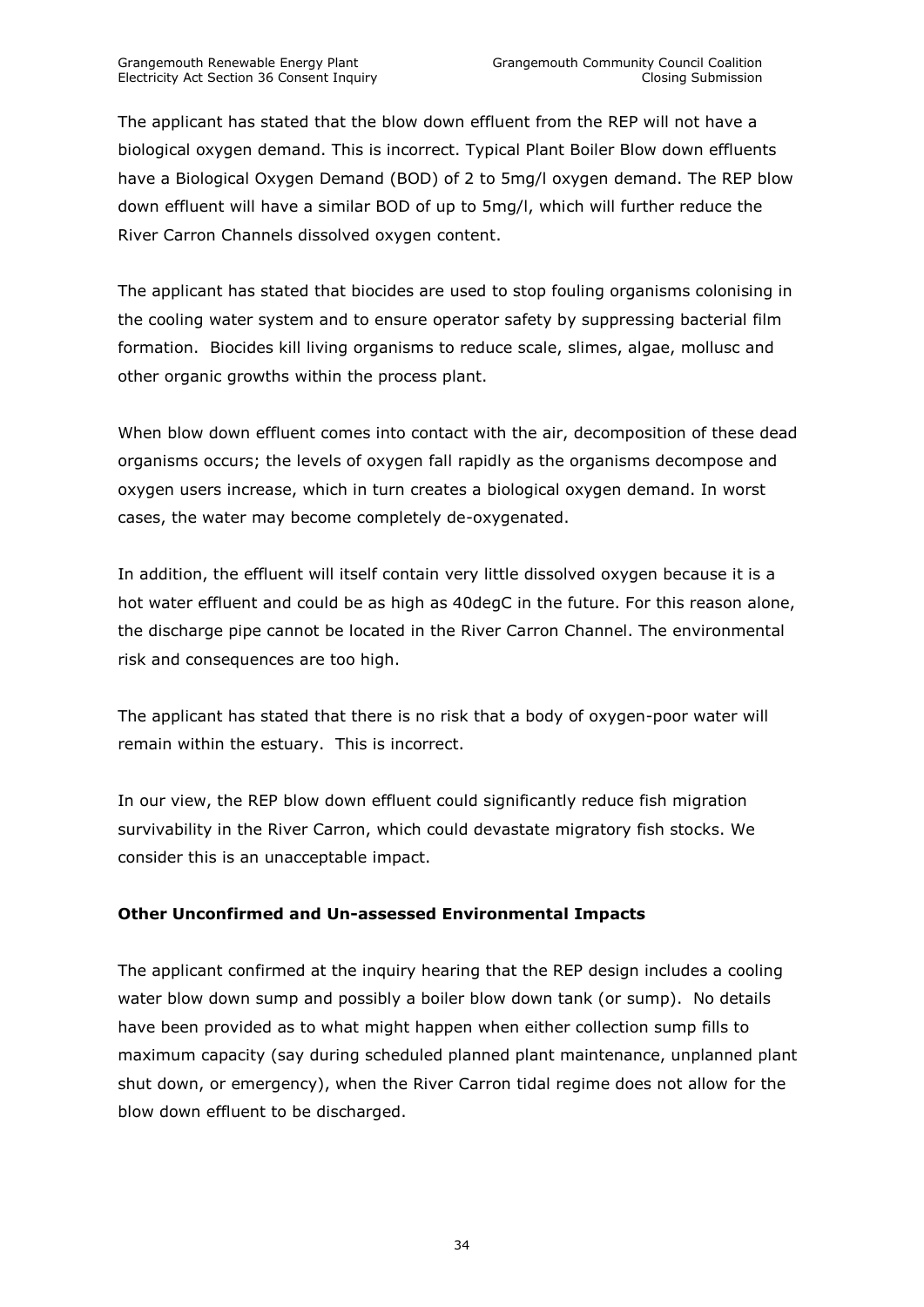The applicant has stated that the blow down effluent from the REP will not have a biological oxygen demand. This is incorrect. Typical Plant Boiler Blow down effluents have a Biological Oxygen Demand (BOD) of 2 to 5mg/l oxygen demand. The REP blow down effluent will have a similar BOD of up to 5mg/l, which will further reduce the River Carron Channels dissolved oxygen content.

The applicant has stated that biocides are used to stop fouling organisms colonising in the cooling water system and to ensure operator safety by suppressing bacterial film formation. Biocides kill living organisms to reduce scale, slimes, algae, mollusc and other organic growths within the process plant.

When blow down effluent comes into contact with the air, decomposition of these dead organisms occurs; the levels of oxygen fall rapidly as the organisms decompose and oxygen users increase, which in turn creates a biological oxygen demand. In worst cases, the water may become completely de-oxygenated.

In addition, the effluent will itself contain very little dissolved oxygen because it is a hot water effluent and could be as high as 40degC in the future. For this reason alone, the discharge pipe cannot be located in the River Carron Channel. The environmental risk and consequences are too high.

The applicant has stated that there is no risk that a body of oxygen-poor water will remain within the estuary. This is incorrect.

In our view, the REP blow down effluent could significantly reduce fish migration survivability in the River Carron, which could devastate migratory fish stocks. We consider this is an unacceptable impact.

**Other Unconfirmed and Un-assessed Environmental Impacts**

The applicant confirmed at the inquiry hearing that the REP design includes a cooling water blow down sump and possibly a boiler blow down tank (or sump). No details have been provided as to what might happen when either collection sump fills to maximum capacity (say during scheduled planned plant maintenance, unplanned plant shut down, or emergency), when the River Carron tidal regime does not allow for the blow down effluent to be discharged.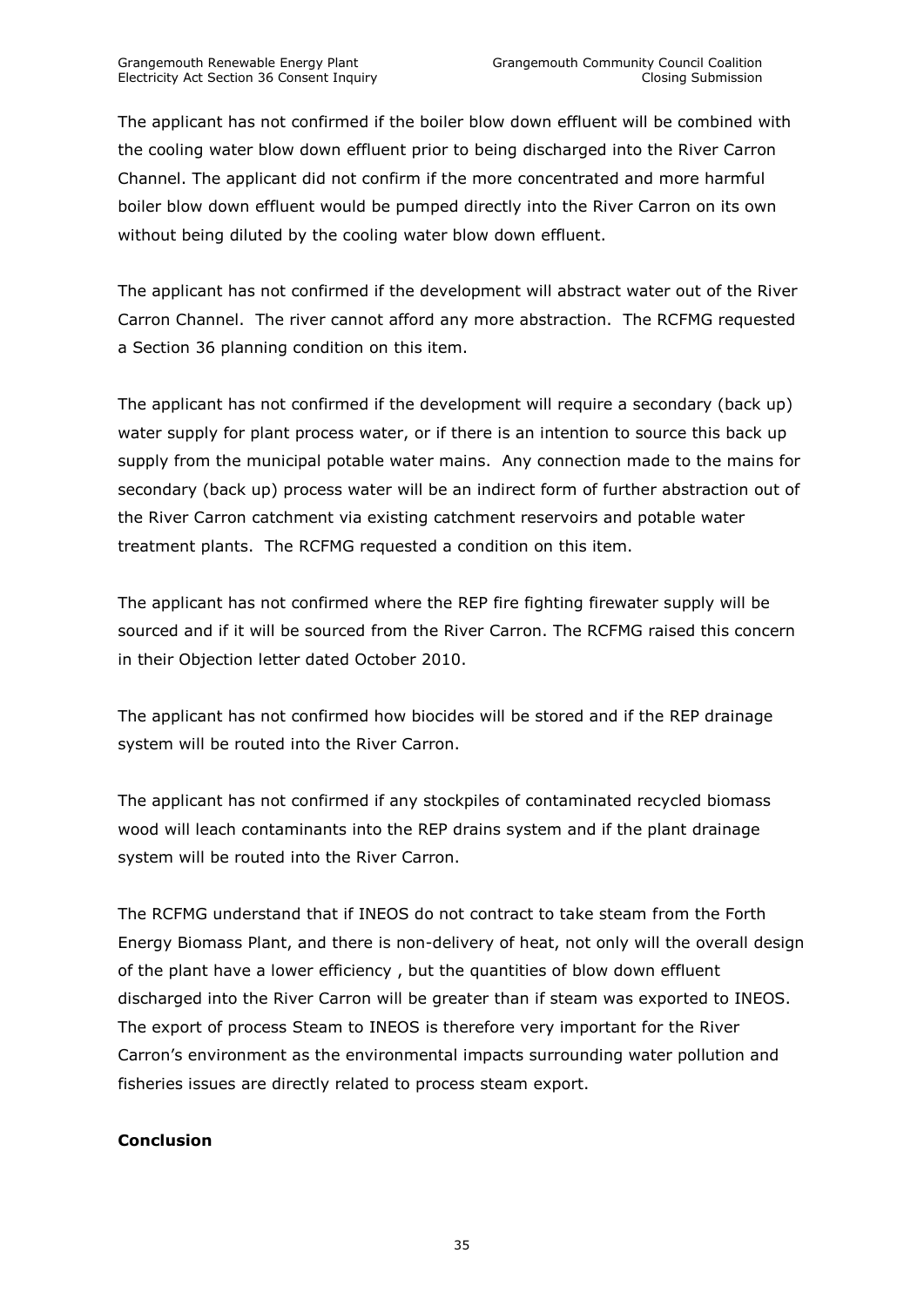The applicant has not confirmed if the boiler blow down effluent will be combined with the cooling water blow down effluent prior to being discharged into the River Carron Channel. The applicant did not confirm if the more concentrated and more harmful boiler blow down effluent would be pumped directly into the River Carron on its own without being diluted by the cooling water blow down effluent.

The applicant has not confirmed if the development will abstract water out of the River Carron Channel. The river cannot afford any more abstraction. The RCFMG requested a Section 36 planning condition on this item.

The applicant has not confirmed if the development will require a secondary (back up) water supply for plant process water, or if there is an intention to source this back up supply from the municipal potable water mains. Any connection made to the mains for secondary (back up) process water will be an indirect form of further abstraction out of the River Carron catchment via existing catchment reservoirs and potable water treatment plants. The RCFMG requested a condition on this item.

The applicant has not confirmed where the REP fire fighting firewater supply will be sourced and if it will be sourced from the River Carron. The RCFMG raised this concern in their Objection letter dated October 2010.

The applicant has not confirmed how biocides will be stored and if the REP drainage system will be routed into the River Carron.

The applicant has not confirmed if any stockpiles of contaminated recycled biomass wood will leach contaminants into the REP drains system and if the plant drainage system will be routed into the River Carron.

The RCFMG understand that if INEOS do not contract to take steam from the Forth Energy Biomass Plant, and there is non-delivery of heat, not only will the overall design of the plant have a lower efficiency , but the quantities of blow down effluent discharged into the River Carron will be greater than if steam was exported to INEOS. The export of process Steam to INEOS is therefore very important for the River Carron's environment as the environmental impacts surrounding water pollution and fisheries issues are directly related to process steam export.

**Conclusion**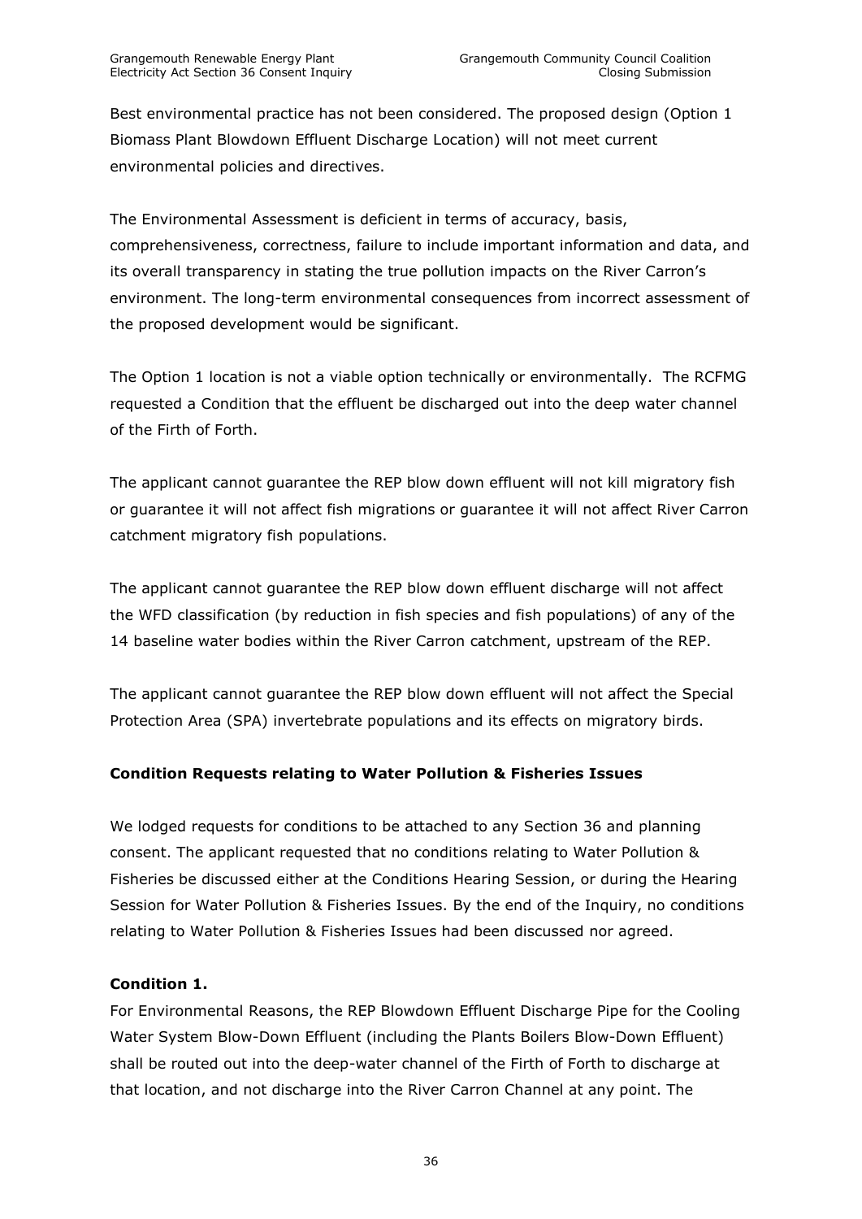Best environmental practice has not been considered. The proposed design (Option 1 Biomass Plant Blowdown Effluent Discharge Location) will not meet current environmental policies and directives.

The Environmental Assessment is deficient in terms of accuracy, basis, comprehensiveness, correctness, failure to include important information and data, and its overall transparency in stating the true pollution impacts on the River Carron's environment. The long-term environmental consequences from incorrect assessment of the proposed development would be significant.

The Option 1 location is not a viable option technically or environmentally. The RCFMG requested a Condition that the effluent be discharged out into the deep water channel of the Firth of Forth.

The applicant cannot guarantee the REP blow down effluent will not kill migratory fish or guarantee it will not affect fish migrations or guarantee it will not affect River Carron catchment migratory fish populations.

The applicant cannot guarantee the REP blow down effluent discharge will not affect the WFD classification (by reduction in fish species and fish populations) of any of the 14 baseline water bodies within the River Carron catchment, upstream of the REP.

The applicant cannot guarantee the REP blow down effluent will not affect the Special Protection Area (SPA) invertebrate populations and its effects on migratory birds.

**Condition Requests relating to Water Pollution & Fisheries Issues**

We lodged requests for conditions to be attached to any Section 36 and planning consent. The applicant requested that no conditions relating to Water Pollution & Fisheries be discussed either at the Conditions Hearing Session, or during the Hearing Session for Water Pollution & Fisheries Issues. By the end of the Inquiry, no conditions relating to Water Pollution & Fisheries Issues had been discussed nor agreed.

**Condition 1.**

For Environmental Reasons, the REP Blowdown Effluent Discharge Pipe for the Cooling Water System Blow-Down Effluent (including the Plants Boilers Blow-Down Effluent) shall be routed out into the deep-water channel of the Firth of Forth to discharge at that location, and not discharge into the River Carron Channel at any point. The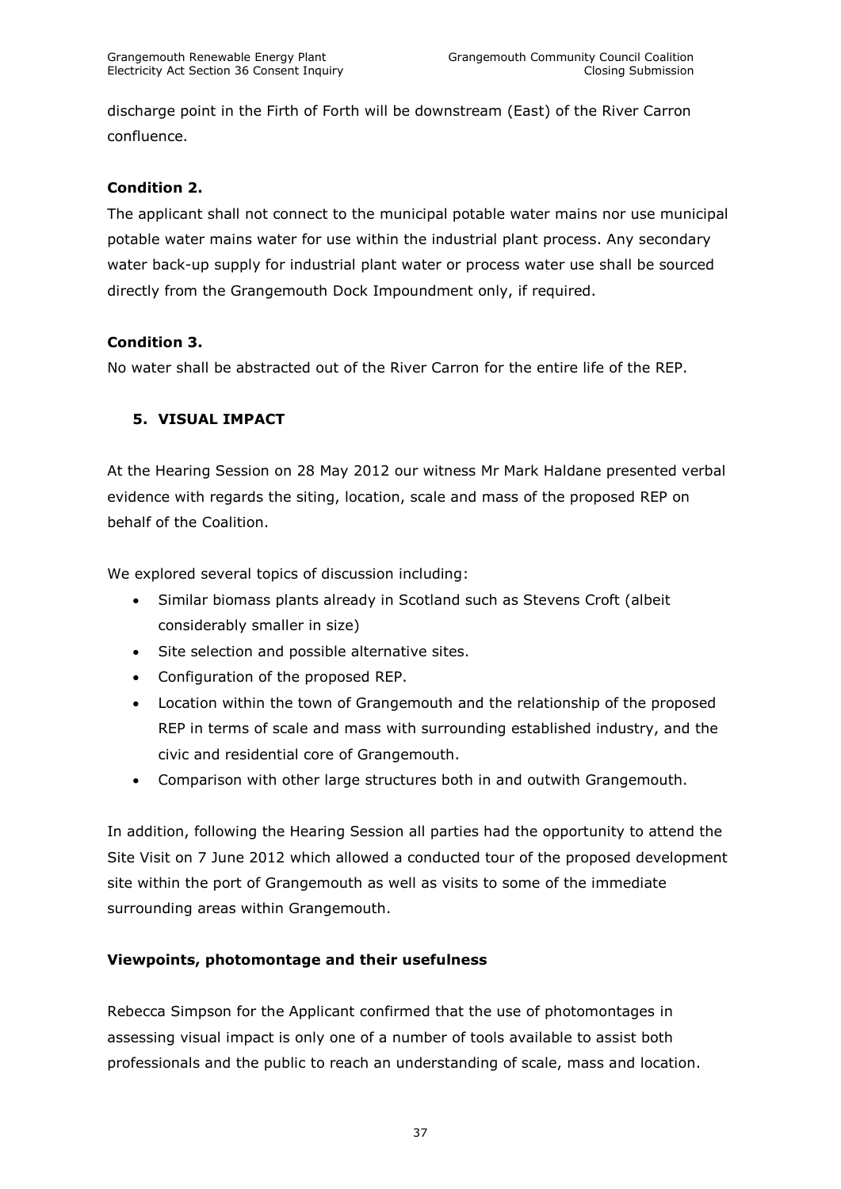discharge point in the Firth of Forth will be downstream (East) of the River Carron confluence.

**Condition 2.**

The applicant shall not connect to the municipal potable water mains nor use municipal potable water mains water for use within the industrial plant process. Any secondary water back-up supply for industrial plant water or process water use shall be sourced directly from the Grangemouth Dock Impoundment only, if required.

**Condition 3.**

No water shall be abstracted out of the River Carron for the entire life of the REP.

## 5. VISUAL IMPACT

At the Hearing Session on 28 May 2012 our witness Mr Mark Haldane presented verbal evidence with regards the siting, location, scale and mass of the proposed REP on behalf of the Coalition.

We explored several topics of discussion including:

- Similar biomass plants already in Scotland such as Stevens Croft (albeit considerably smaller in size)
- Site selection and possible alternative sites.
- Configuration of the proposed REP.
- Location within the town of Grangemouth and the relationship of the proposed REP in terms of scale and mass with surrounding established industry, and the civic and residential core of Grangemouth.
- Comparison with other large structures both in and outwith Grangemouth.

In addition, following the Hearing Session all parties had the opportunity to attend the Site Visit on 7 June 2012 which allowed a conducted tour of the proposed development site within the port of Grangemouth as well as visits to some of the immediate surrounding areas within Grangemouth.

**Viewpoints, photomontage and their usefulness**

Rebecca Simpson for the Applicant confirmed that the use of photomontages in assessing visual impact is only one of a number of tools available to assist both professionals and the public to reach an understanding of scale, mass and location.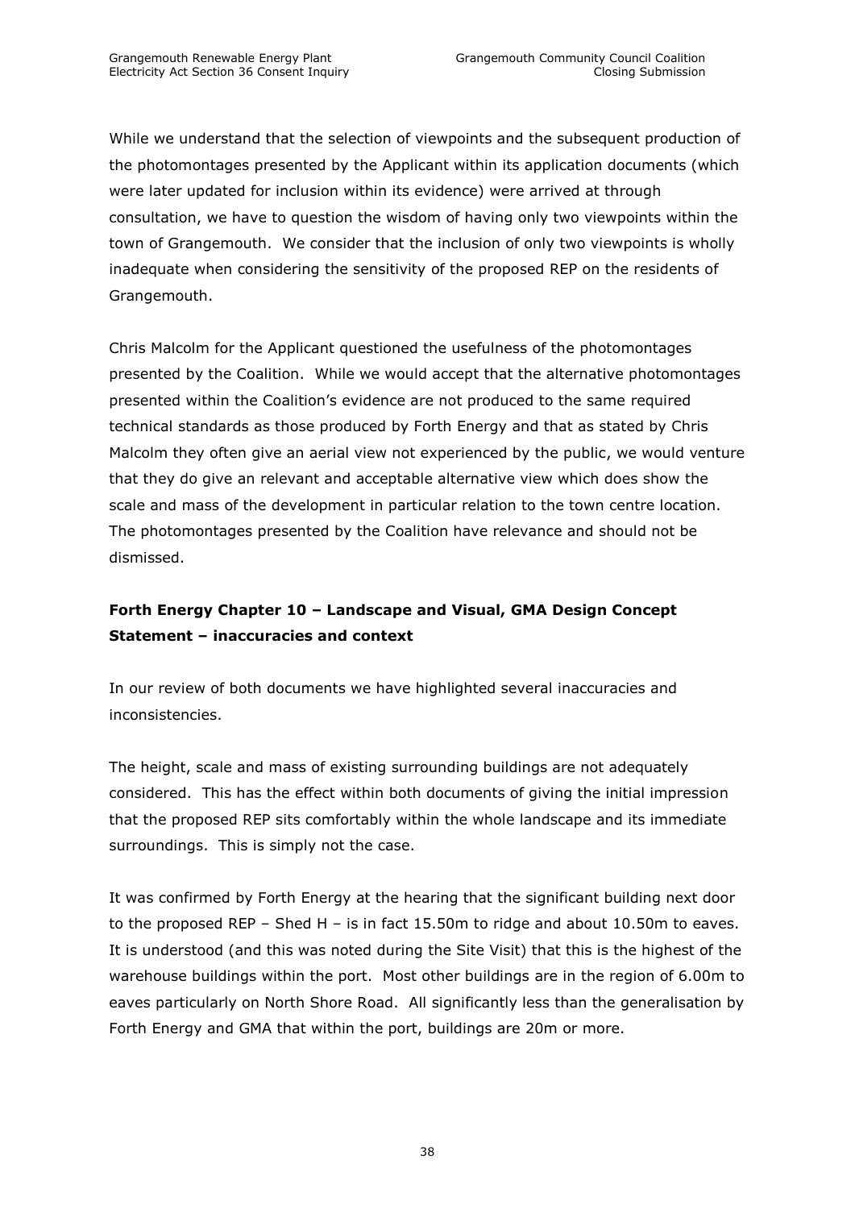While we understand that the selection of viewpoints and the subsequent production of the photomontages presented by the Applicant within its application documents (which were later updated for inclusion within its evidence) were arrived at through consultation, we have to question the wisdom of having only two viewpoints within the town of Grangemouth. We consider that the inclusion of only two viewpoints is wholly inadequate when considering the sensitivity of the proposed REP on the residents of Grangemouth.

Chris Malcolm for the Applicant questioned the usefulness of the photomontages presented by the Coalition. While we would accept that the alternative photomontages presented within the Coalition's evidence are not produced to the same required technical standards as those produced by Forth Energy and that as stated by Chris Malcolm they often give an aerial view not experienced by the public, we would venture that they do give an relevant and acceptable alternative view which does show the scale and mass of the development in particular relation to the town centre location. The photomontages presented by the Coalition have relevance and should not be dismissed.

**Forth Energy Chapter 10 – Landscape and Visual, GMA Design Concept Statement – inaccuracies and context**

In our review of both documents we have highlighted several inaccuracies and inconsistencies.

The height, scale and mass of existing surrounding buildings are not adequately considered. This has the effect within both documents of giving the initial impression that the proposed REP sits comfortably within the whole landscape and its immediate surroundings. This is simply not the case.

It was confirmed by Forth Energy at the hearing that the significant building next door to the proposed REP – Shed H – is in fact 15.50m to ridge and about 10.50m to eaves. It is understood (and this was noted during the Site Visit) that this is the highest of the warehouse buildings within the port. Most other buildings are in the region of 6.00m to eaves particularly on North Shore Road. All significantly less than the generalisation by Forth Energy and GMA that within the port, buildings are 20m or more.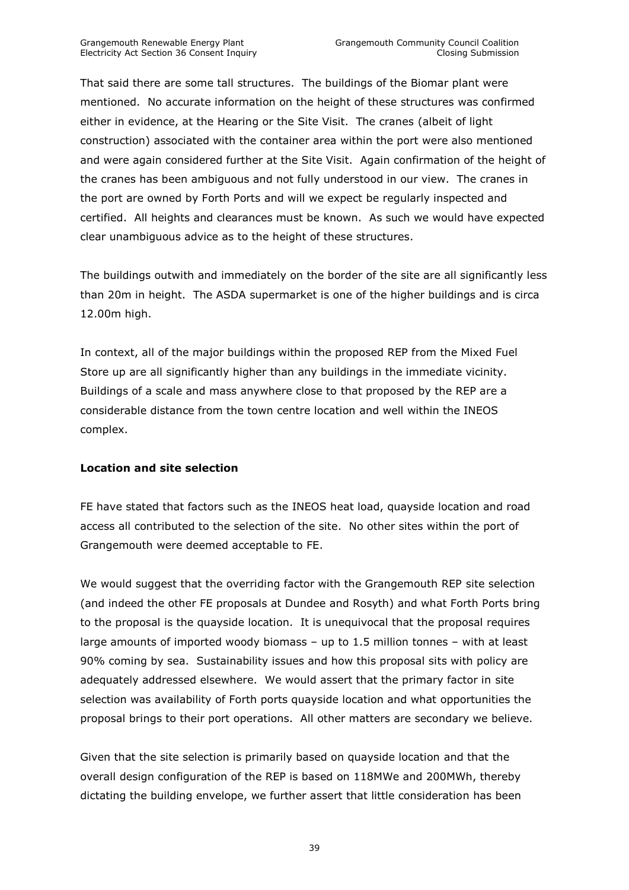That said there are some tall structures. The buildings of the Biomar plant were mentioned. No accurate information on the height of these structures was confirmed either in evidence, at the Hearing or the Site Visit. The cranes (albeit of light construction) associated with the container area within the port were also mentioned and were again considered further at the Site Visit. Again confirmation of the height of the cranes has been ambiguous and not fully understood in our view. The cranes in the port are owned by Forth Ports and will we expect be regularly inspected and certified. All heights and clearances must be known. As such we would have expected clear unambiguous advice as to the height of these structures.

The buildings outwith and immediately on the border of the site are all significantly less than 20m in height. The ASDA supermarket is one of the higher buildings and is circa 12.00m high.

In context, all of the major buildings within the proposed REP from the Mixed Fuel Store up are all significantly higher than any buildings in the immediate vicinity. Buildings of a scale and mass anywhere close to that proposed by the REP are a considerable distance from the town centre location and well within the INEOS complex.

**Location and site selection**

FE have stated that factors such as the INEOS heat load, quayside location and road access all contributed to the selection of the site. No other sites within the port of Grangemouth were deemed acceptable to FE.

We would suggest that the overriding factor with the Grangemouth REP site selection (and indeed the other FE proposals at Dundee and Rosyth) and what Forth Ports bring to the proposal is the quayside location. It is unequivocal that the proposal requires large amounts of imported woody biomass – up to 1.5 million tonnes – with at least 90% coming by sea. Sustainability issues and how this proposal sits with policy are adequately addressed elsewhere. We would assert that the primary factor in site selection was availability of Forth ports quayside location and what opportunities the proposal brings to their port operations. All other matters are secondary we believe.

Given that the site selection is primarily based on quayside location and that the overall design configuration of the REP is based on 118MWe and 200MWh, thereby dictating the building envelope, we further assert that little consideration has been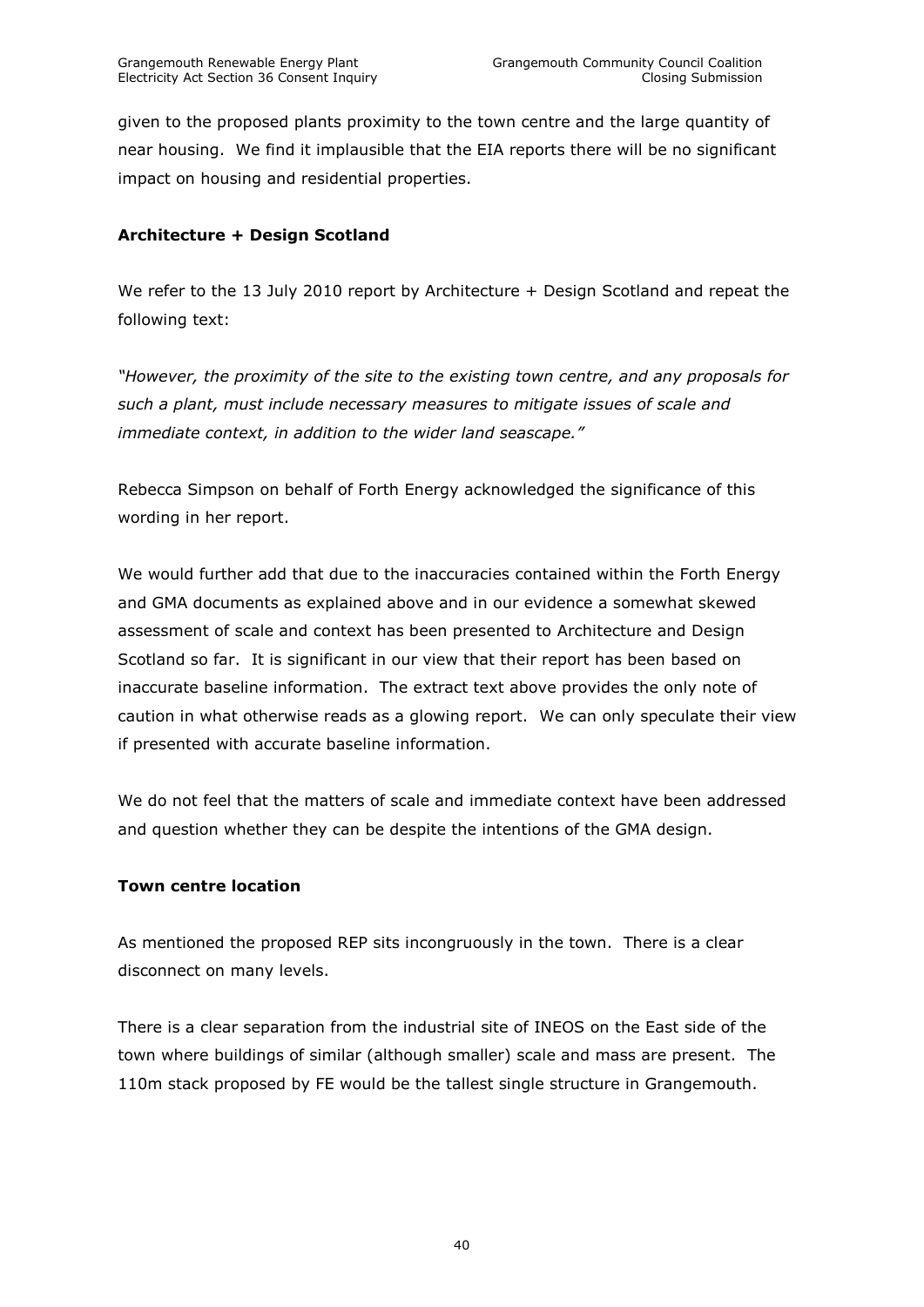given to the proposed plants proximity to the town centre and the large quantity of near housing. We find it implausible that the EIA reports there will be no significant impact on housing and residential properties.

**Architecture + Design Scotland**

We refer to the 13 July 2010 report by Architecture + Design Scotland and repeat the following text:

*"However, the proximity of the site to the existing town centre, and any proposals for such a plant, must include necessary measures to mitigate issues of scale and immediate context, in addition to the wider land seascape."*

Rebecca Simpson on behalf of Forth Energy acknowledged the significance of this wording in her report.

We would further add that due to the inaccuracies contained within the Forth Energy and GMA documents as explained above and in our evidence a somewhat skewed assessment of scale and context has been presented to Architecture and Design Scotland so far. It is significant in our view that their report has been based on inaccurate baseline information. The extract text above provides the only note of caution in what otherwise reads as a glowing report. We can only speculate their view if presented with accurate baseline information.

We do not feel that the matters of scale and immediate context have been addressed and question whether they can be despite the intentions of the GMA design.

**Town centre location**

As mentioned the proposed REP sits incongruously in the town. There is a clear disconnect on many levels.

There is a clear separation from the industrial site of INEOS on the East side of the town where buildings of similar (although smaller) scale and mass are present. The 110m stack proposed by FE would be the tallest single structure in Grangemouth.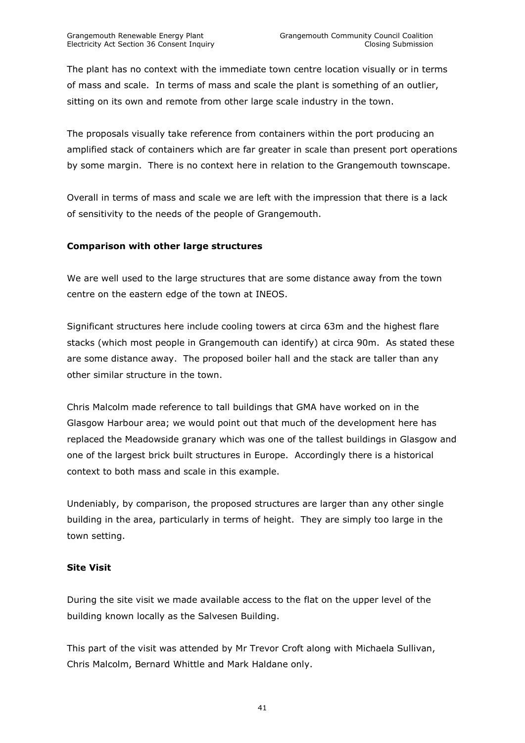The plant has no context with the immediate town centre location visually or in terms of mass and scale. In terms of mass and scale the plant is something of an outlier, sitting on its own and remote from other large scale industry in the town.

The proposals visually take reference from containers within the port producing an amplified stack of containers which are far greater in scale than present port operations by some margin. There is no context here in relation to the Grangemouth townscape.

Overall in terms of mass and scale we are left with the impression that there is a lack of sensitivity to the needs of the people of Grangemouth.

**Comparison with other large structures**

We are well used to the large structures that are some distance away from the town centre on the eastern edge of the town at INEOS.

Significant structures here include cooling towers at circa 63m and the highest flare stacks (which most people in Grangemouth can identify) at circa 90m. As stated these are some distance away. The proposed boiler hall and the stack are taller than any other similar structure in the town.

Chris Malcolm made reference to tall buildings that GMA have worked on in the Glasgow Harbour area; we would point out that much of the development here has replaced the Meadowside granary which was one of the tallest buildings in Glasgow and one of the largest brick built structures in Europe. Accordingly there is a historical context to both mass and scale in this example.

Undeniably, by comparison, the proposed structures are larger than any other single building in the area, particularly in terms of height. They are simply too large in the town setting.

**Site Visit**

During the site visit we made available access to the flat on the upper level of the building known locally as the Salvesen Building.

This part of the visit was attended by Mr Trevor Croft along with Michaela Sullivan, Chris Malcolm, Bernard Whittle and Mark Haldane only.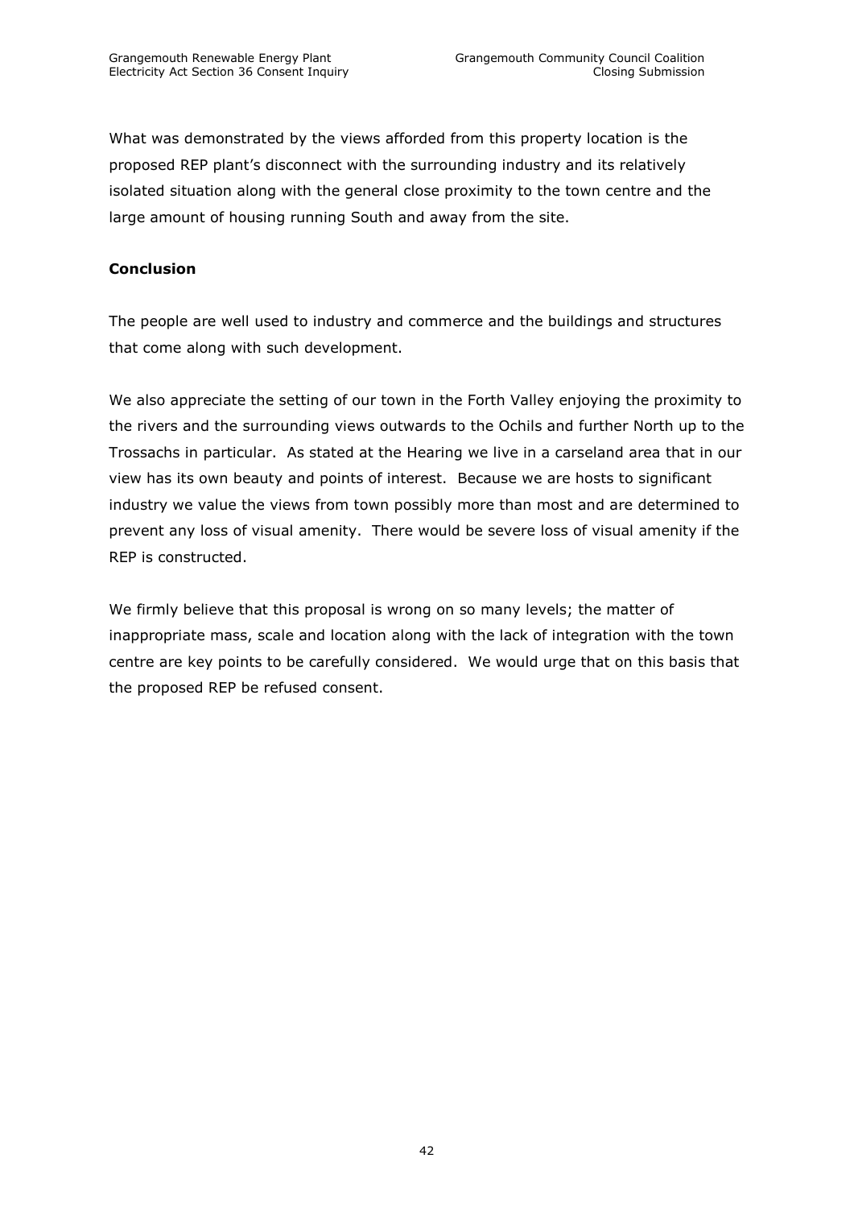What was demonstrated by the views afforded from this property location is the proposed REP plant's disconnect with the surrounding industry and its relatively isolated situation along with the general close proximity to the town centre and the large amount of housing running South and away from the site.

**Conclusion**

The people are well used to industry and commerce and the buildings and structures that come along with such development.

We also appreciate the setting of our town in the Forth Valley enjoying the proximity to the rivers and the surrounding views outwards to the Ochils and further North up to the Trossachs in particular. As stated at the Hearing we live in a carseland area that in our view has its own beauty and points of interest. Because we are hosts to significant industry we value the views from town possibly more than most and are determined to prevent any loss of visual amenity. There would be severe loss of visual amenity if the REP is constructed.

We firmly believe that this proposal is wrong on so many levels; the matter of inappropriate mass, scale and location along with the lack of integration with the town centre are key points to be carefully considered. We would urge that on this basis that the proposed REP be refused consent.